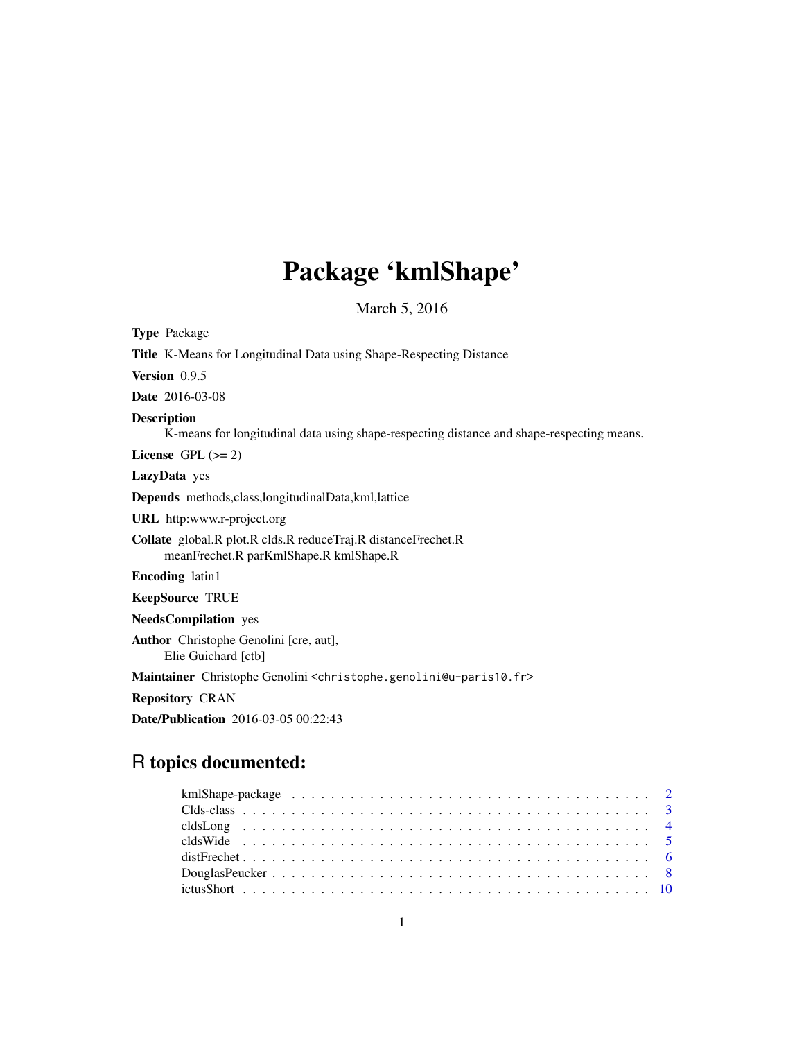# Package 'kmlShape'

March 5, 2016

**Type** Package

**Title** K-Means for Longitudinal Data using Shape-Respecting Distance

**Version** 0.9.5

**Date** 2016-03-08

**Description**
K-means for longitudinal data using shape-respecting distance and shape-respecting means.

**License** GPL (>= 2)

**LazyData** yes

**Depends** methods,class,longitudinalData,kml,lattice

**URL** http:www.r-project.org

**Collate** global.R plot.R clds.R reduceTraj.R distanceFrechet.R
meanFrechet.R parKmlShape.R kmlShape.R

**Encoding** latin1

**KeepSource** TRUE

**NeedsCompilation** yes

**Author** Christophe Genolini [cre, aut],
Elie Guichard [ctb]

**Maintainer** Christophe Genolini <christophe.genolini@u-paris10.fr>

**Repository** CRAN

**Date/Publication** 2016-03-05 00:22:43

## R topics documented:

- kmlShape-package . . . . . . . . . . . . . . . . . . . . . . . . . . . . . . . . . . . . 2
- Clds-class . . . . . . . . . . . . . . . . . . . . . . . . . . . . . . . . . . . . . . . . 3
- cldsLong . . . . . . . . . . . . . . . . . . . . . . . . . . . . . . . . . . . . . . . . . 4
- cldsWide . . . . . . . . . . . . . . . . . . . . . . . . . . . . . . . . . . . . . . . . . 5
- distFrechet . . . . . . . . . . . . . . . . . . . . . . . . . . . . . . . . . . . . . . . . 6
- DouglasPeucker . . . . . . . . . . . . . . . . . . . . . . . . . . . . . . . . . . . . . . 8
- ictusShort . . . . . . . . . . . . . . . . . . . . . . . . . . . . . . . . . . . . . . . . 10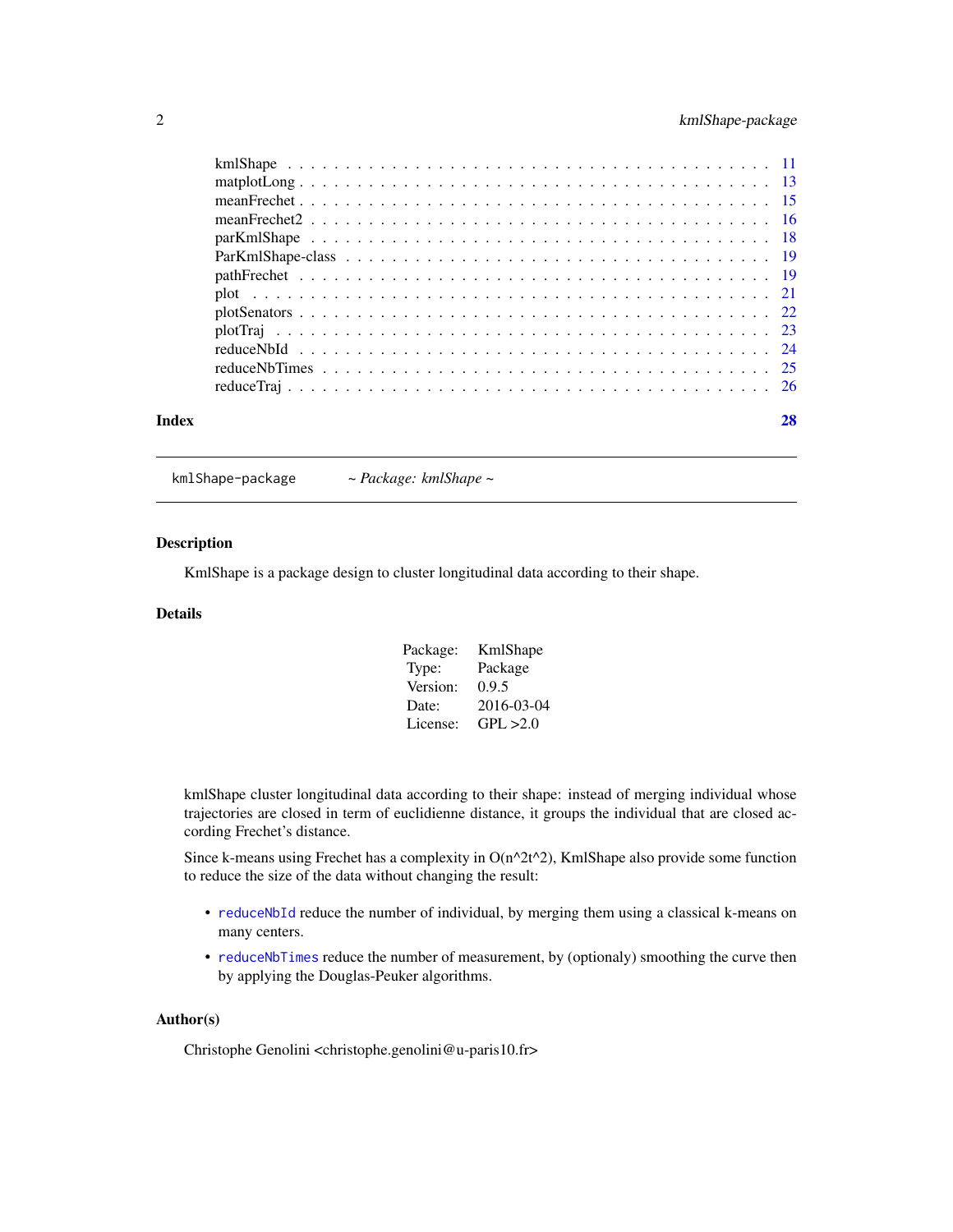kmlShape . . . . . . . . . . . . . . . . . . . . . . . . . . . . . . . . . . . . . 11
matplotLong . . . . . . . . . . . . . . . . . . . . . . . . . . . . . . . . . . . . 13
meanFrechet . . . . . . . . . . . . . . . . . . . . . . . . . . . . . . . . . . . . 15
meanFrechet2 . . . . . . . . . . . . . . . . . . . . . . . . . . . . . . . . . . . 16
parKmlShape . . . . . . . . . . . . . . . . . . . . . . . . . . . . . . . . . . . 18
ParKmlShape-class . . . . . . . . . . . . . . . . . . . . . . . . . . . . . . . . 19
pathFrechet . . . . . . . . . . . . . . . . . . . . . . . . . . . . . . . . . . . 19
plot . . . . . . . . . . . . . . . . . . . . . . . . . . . . . . . . . . . . . . . 21
plotSenators . . . . . . . . . . . . . . . . . . . . . . . . . . . . . . . . . . . 22
plotTraj . . . . . . . . . . . . . . . . . . . . . . . . . . . . . . . . . . . . . 23
reduceNbId . . . . . . . . . . . . . . . . . . . . . . . . . . . . . . . . . . . . 24
reduceNbTimes . . . . . . . . . . . . . . . . . . . . . . . . . . . . . . . . . . 25
reduceTraj . . . . . . . . . . . . . . . . . . . . . . . . . . . . . . . . . . . . 26

**Index** **28**

---

`kmlShape-package` *~ Package: kmlShape ~*

---

### Description

KmlShape is a package design to cluster longitudinal data according to their shape.

### Details

| | |
|---|---|
| Package: | KmlShape |
| Type: | Package |
| Version: | 0.9.5 |
| Date: | 2016-03-04 |
| License: | GPL >2.0 |

kmlShape cluster longitudinal data according to their shape: instead of merging individual whose trajectories are closed in term of euclidienne distance, it groups the individual that are closed according Frechet's distance.

Since k-means using Frechet has a complexity in O(n^2t^2), KmlShape also provide some function to reduce the size of the data without changing the result:

- `reduceNbId` reduce the number of individual, by merging them using a classical k-means on many centers.
- `reduceNbTimes` reduce the number of measurement, by (optionaly) smoothing the curve then by applying the Douglas-Peuker algorithms.

### Author(s)

Christophe Genolini <christophe.genolini@u-paris10.fr>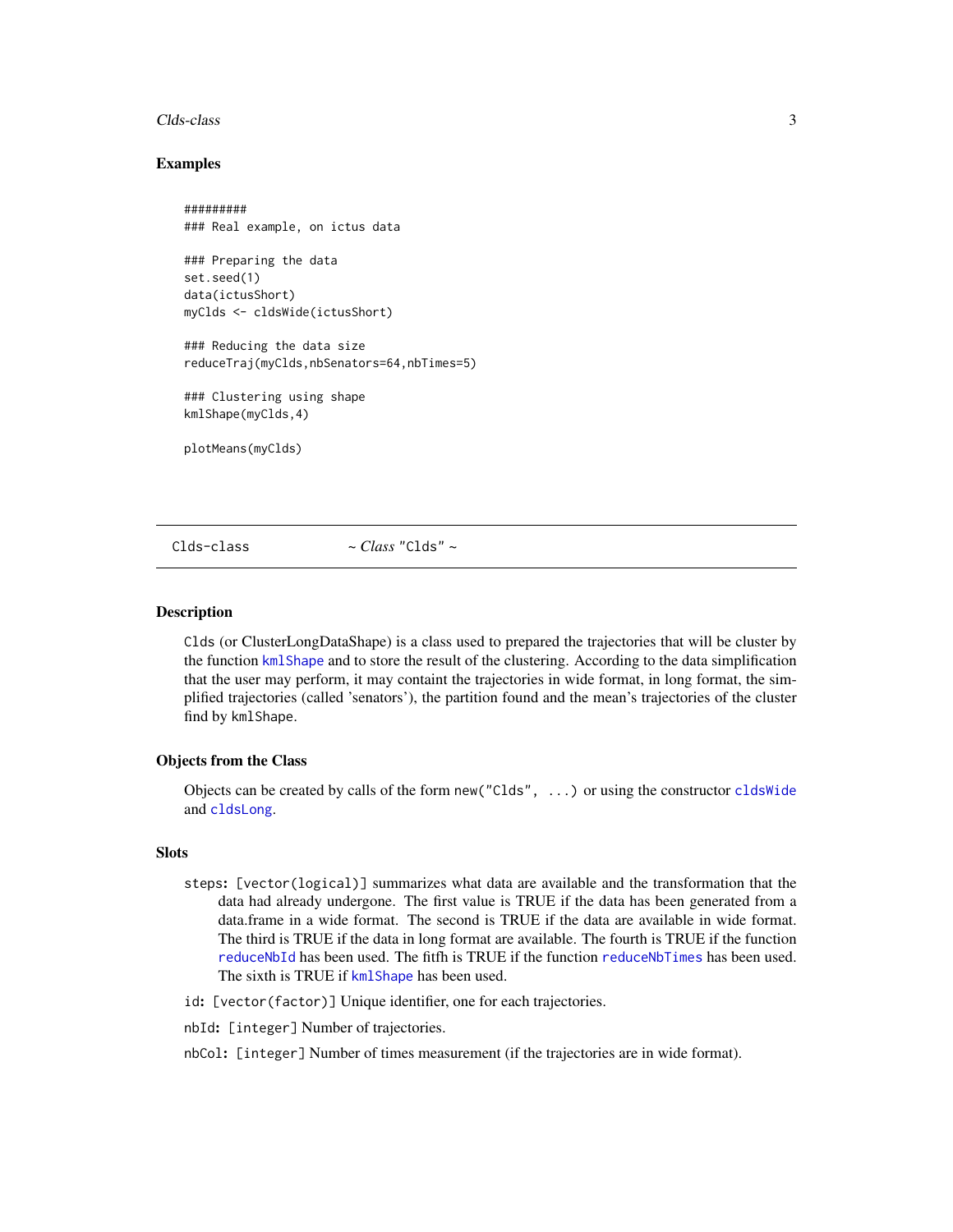## Examples

```
#########
### Real example, on ictus data

### Preparing the data
set.seed(1)
data(ictusShort)
myClds <- cldsWide(ictusShort)

### Reducing the data size
reduceTraj(myClds,nbSenators=64,nbTimes=5)

### Clustering using shape
kmlShape(myClds,4)

plotMeans(myClds)
```

---

# Clds-class — *~ Class* "Clds" *~*

---

## Description

Clds (or ClusterLongDataShape) is a class used to prepared the trajectories that will be cluster by the function kmlShape and to store the result of the clustering. According to the data simplification that the user may perform, it may containt the trajectories in wide format, in long format, the simplified trajectories (called 'senators'), the partition found and the mean's trajectories of the cluster find by kmlShape.

## Objects from the Class

Objects can be created by calls of the form new("Clds", ...) or using the constructor cldsWide and cldsLong.

## Slots

**steps:** [vector(logical)] summarizes what data are available and the transformation that the data had already undergone. The first value is TRUE if the data has been generated from a data.frame in a wide format. The second is TRUE if the data are available in wide format. The third is TRUE if the data in long format are available. The fourth is TRUE if the function reduceNbId has been used. The fitfh is TRUE if the function reduceNbTimes has been used. The sixth is TRUE if kmlShape has been used.

**id:** [vector(factor)] Unique identifier, one for each trajectories.

**nbId:** [integer] Number of trajectories.

**nbCol:** [integer] Number of times measurement (if the trajectories are in wide format).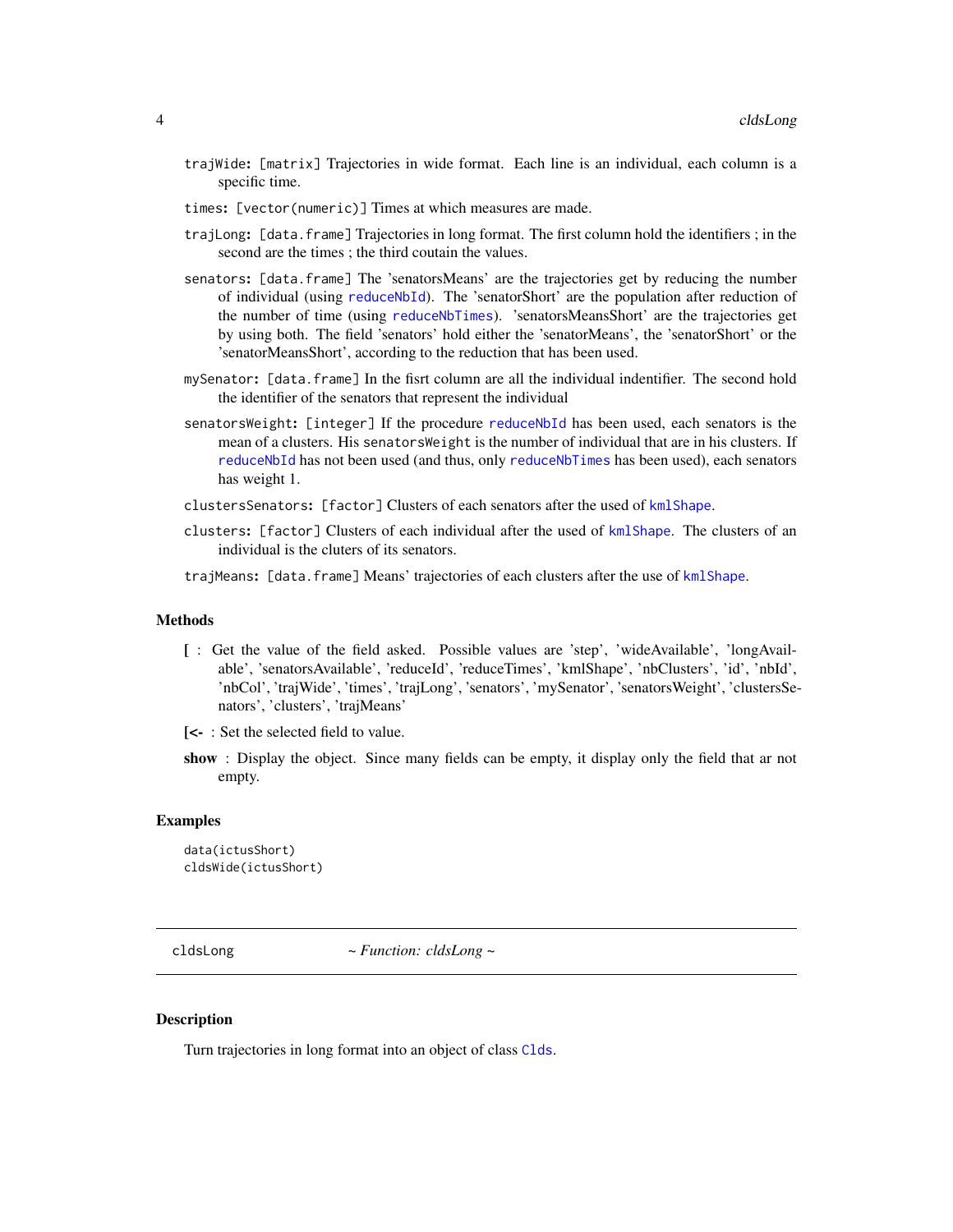`trajWide`: `[matrix]` Trajectories in wide format. Each line is an individual, each column is a specific time.

`times`: `[vector(numeric)]` Times at which measures are made.

`trajLong`: `[data.frame]` Trajectories in long format. The first column hold the identifiers ; in the second are the times ; the third coutain the values.

`senators`: `[data.frame]` The 'senatorsMeans' are the trajectories get by reducing the number of individual (using `reduceNbId`). The 'senatorShort' are the population after reduction of the number of time (using `reduceNbTimes`). 'senatorsMeansShort' are the trajectories get by using both. The field 'senators' hold either the 'senatorMeans', the 'senatorShort' or the 'senatorMeansShort', according to the reduction that has been used.

`mySenator`: `[data.frame]` In the fisrt column are all the individual indentifier. The second hold the identifier of the senators that represent the individual

`senatorsWeight`: `[integer]` If the procedure `reduceNbId` has been used, each senators is the mean of a clusters. His `senatorsWeight` is the number of individual that are in his clusters. If `reduceNbId` has not been used (and thus, only `reduceNbTimes` has been used), each senators has weight 1.

`clustersSenators`: `[factor]` Clusters of each senators after the used of `kmlShape`.

`clusters`: `[factor]` Clusters of each individual after the used of `kmlShape`. The clusters of an individual is the cluters of its senators.

`trajMeans`: `[data.frame]` Means' trajectories of each clusters after the use of `kmlShape`.

## Methods

**[** : Get the value of the field asked. Possible values are 'step', 'wideAvailable', 'longAvailable', 'senatorsAvailable', 'reduceId', 'reduceTimes', 'kmlShape', 'nbClusters', 'id', 'nbId', 'nbCol', 'trajWide', 'times', 'trajLong', 'senators', 'mySenator', 'senatorsWeight', 'clustersSenators', 'clusters', 'trajMeans'

**[<-** : Set the selected field to value.

**show** : Display the object. Since many fields can be empty, it display only the field that ar not empty.

## Examples

```
data(ictusShort)
cldsWide(ictusShort)
```

---

# cldsLong *~ Function: cldsLong ~*

---

## Description

Turn trajectories in long format into an object of class `Clds`.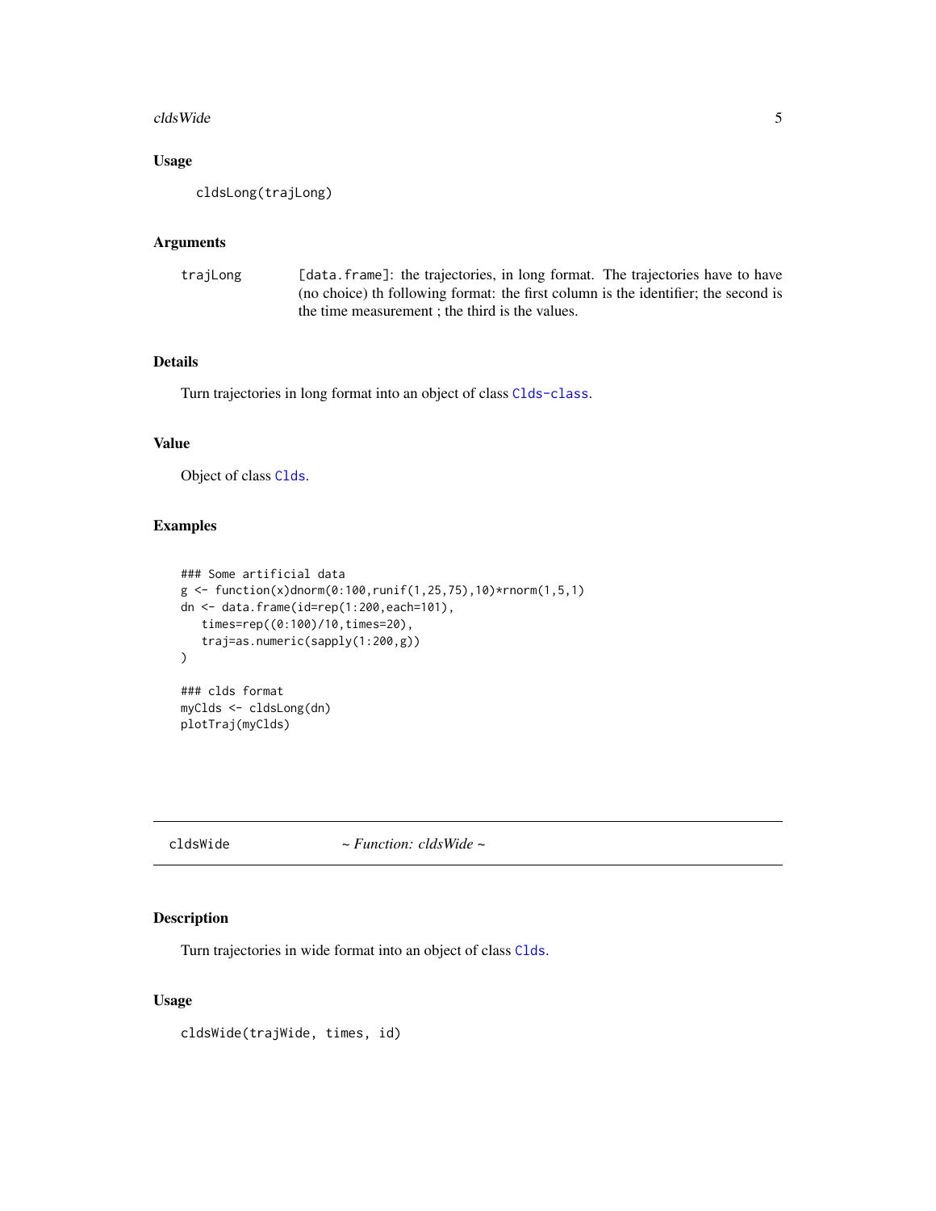### Usage

```
cldsLong(trajLong)
```

### Arguments

| | |
|---|---|
| trajLong | [data.frame]: the trajectories, in long format. The trajectories have to have (no choice) th following format: the first column is the identifier; the second is the time measurement ; the third is the values. |

### Details

Turn trajectories in long format into an object of class Clds-class.

### Value

Object of class Clds.

### Examples

```
### Some artificial data
g <- function(x)dnorm(0:100,runif(1,25,75),10)*rnorm(1,5,1)
dn <- data.frame(id=rep(1:200,each=101),
   times=rep((0:100)/10,times=20),
   traj=as.numeric(sapply(1:200,g))
)

### clds format
myClds <- cldsLong(dn)
plotTraj(myClds)
```

---

## cldsWide *~ Function: cldsWide ~*

---

### Description

Turn trajectories in wide format into an object of class Clds.

### Usage

```
cldsWide(trajWide, times, id)
```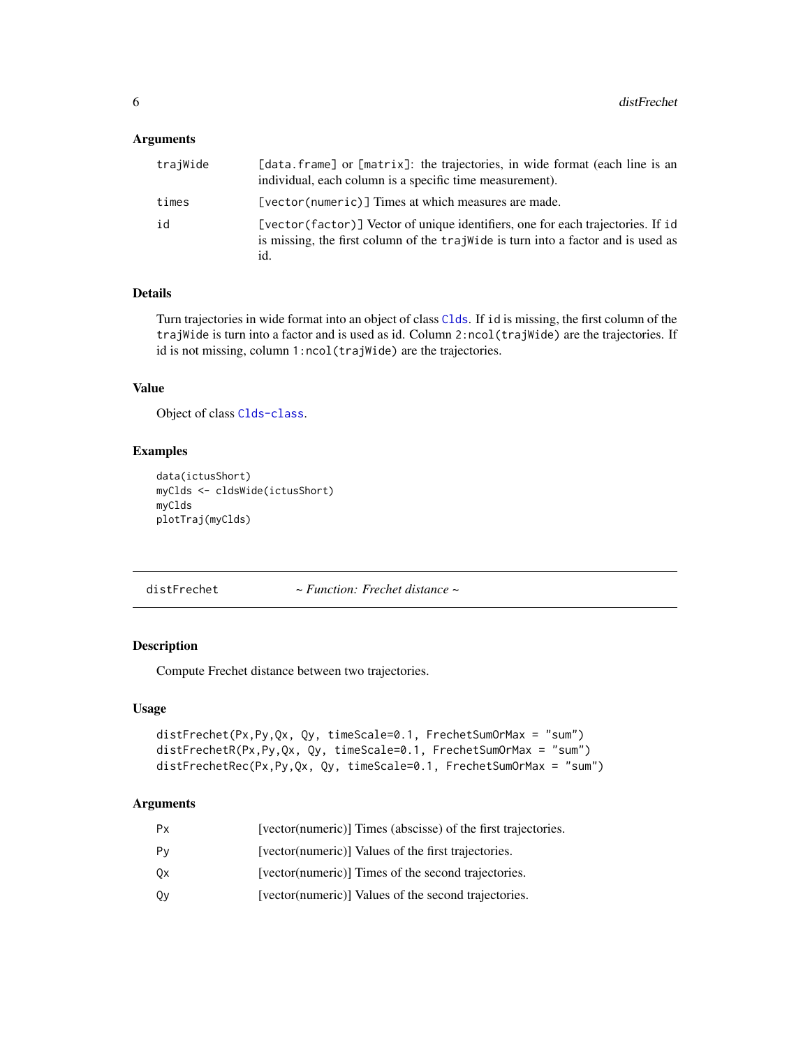### Arguments

| | |
|---|---|
| trajWide | [data.frame] or [matrix]: the trajectories, in wide format (each line is an individual, each column is a specific time measurement). |
| times | [vector(numeric)] Times at which measures are made. |
| id | [vector(factor)] Vector of unique identifiers, one for each trajectories. If id is missing, the first column of the trajWide is turn into a factor and is used as id. |

### Details

Turn trajectories in wide format into an object of class Clds. If id is missing, the first column of the trajWide is turn into a factor and is used as id. Column 2:ncol(trajWide) are the trajectories. If id is not missing, column 1:ncol(trajWide) are the trajectories.

### Value

Object of class Clds-class.

### Examples

```
data(ictusShort)
myClds <- cldsWide(ictusShort)
myClds
plotTraj(myClds)
```

---

## distFrechet ~ *Function: Frechet distance* ~

### Description

Compute Frechet distance between two trajectories.

### Usage

```
distFrechet(Px,Py,Qx, Qy, timeScale=0.1, FrechetSumOrMax = "sum")
distFrechetR(Px,Py,Qx, Qy, timeScale=0.1, FrechetSumOrMax = "sum")
distFrechetRec(Px,Py,Qx, Qy, timeScale=0.1, FrechetSumOrMax = "sum")
```

### Arguments

| | |
|---|---|
| Px | [vector(numeric)] Times (abscisse) of the first trajectories. |
| Py | [vector(numeric)] Values of the first trajectories. |
| Qx | [vector(numeric)] Times of the second trajectories. |
| Qy | [vector(numeric)] Values of the second trajectories. |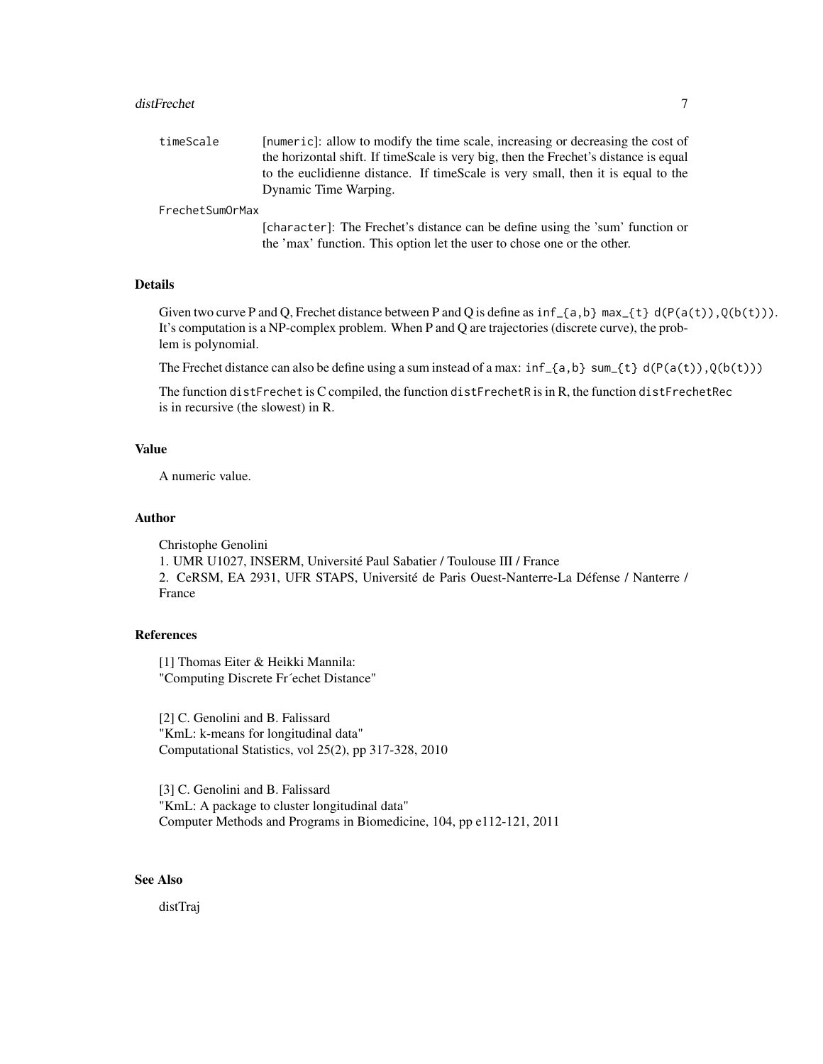timeScale
: [numeric]: allow to modify the time scale, increasing or decreasing the cost of the horizontal shift. If timeScale is very big, then the Frechet's distance is equal to the euclidienne distance. If timeScale is very small, then it is equal to the Dynamic Time Warping.

FrechetSumOrMax
: [character]: The Frechet's distance can be define using the 'sum' function or the 'max' function. This option let the user to chose one or the other.

## Details

Given two curve P and Q, Frechet distance between P and Q is define as `inf_{a,b} max_{t} d(P(a(t)),Q(b(t)))`. It's computation is a NP-complex problem. When P and Q are trajectories (discrete curve), the problem is polynomial.

The Frechet distance can also be define using a sum instead of a max: `inf_{a,b} sum_{t} d(P(a(t)),Q(b(t)))`

The function `distFrechet` is C compiled, the function `distFrechetR` is in R, the function `distFrechetRec` is in recursive (the slowest) in R.

## Value

A numeric value.

## Author

Christophe Genolini
1. UMR U1027, INSERM, Université Paul Sabatier / Toulouse III / France
2. CeRSM, EA 2931, UFR STAPS, Université de Paris Ouest-Nanterre-La Défense / Nanterre / France

## References

[1] Thomas Eiter & Heikki Mannila:
"Computing Discrete Fr´echet Distance"

[2] C. Genolini and B. Falissard
"KmL: k-means for longitudinal data"
Computational Statistics, vol 25(2), pp 317-328, 2010

[3] C. Genolini and B. Falissard
"KmL: A package to cluster longitudinal data"
Computer Methods and Programs in Biomedicine, 104, pp e112-121, 2011

## See Also

distTraj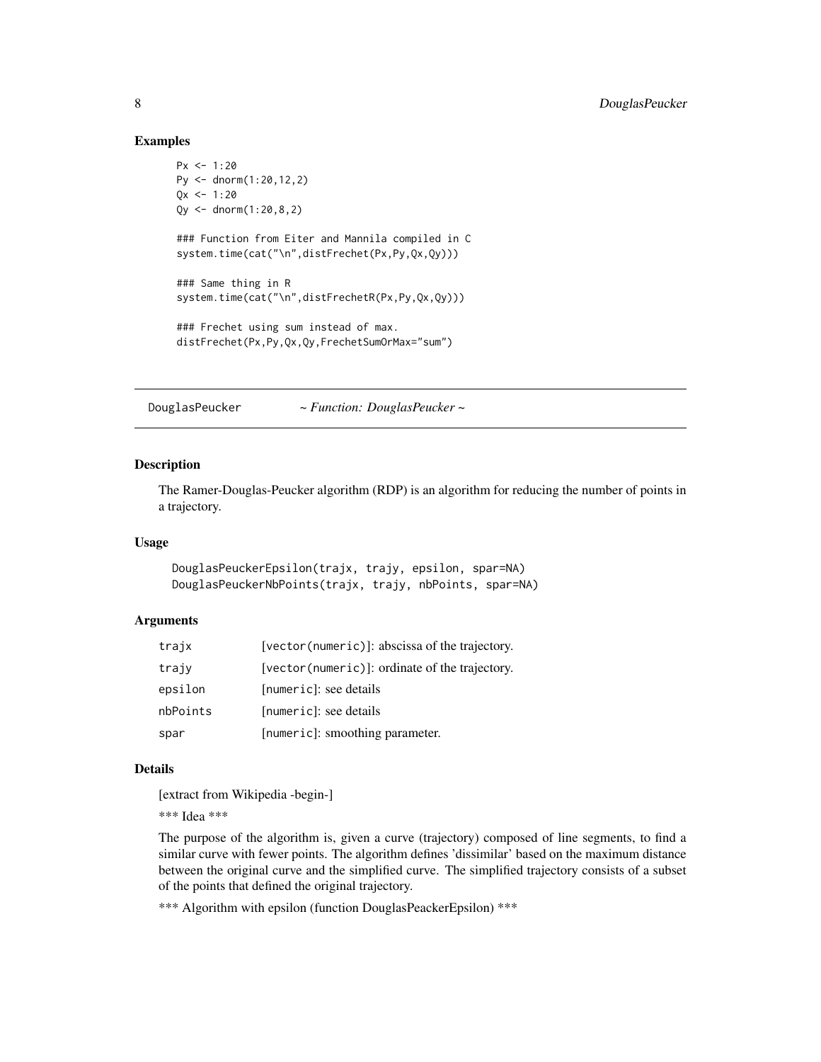## Examples

```
Px <- 1:20
Py <- dnorm(1:20,12,2)
Qx <- 1:20
Qy <- dnorm(1:20,8,2)

### Function from Eiter and Mannila compiled in C
system.time(cat("\n",distFrechet(Px,Py,Qx,Qy)))

### Same thing in R
system.time(cat("\n",distFrechetR(Px,Py,Qx,Qy)))

### Frechet using sum instead of max.
distFrechet(Px,Py,Qx,Qy,FrechetSumOrMax="sum")
```

---

# DouglasPeucker — *~ Function: DouglasPeucker ~*

---

## Description

The Ramer-Douglas-Peucker algorithm (RDP) is an algorithm for reducing the number of points in a trajectory.

## Usage

```
DouglasPeuckerEpsilon(trajx, trajy, epsilon, spar=NA)
DouglasPeuckerNbPoints(trajx, trajy, nbPoints, spar=NA)
```

## Arguments

| | |
|---|---|
| `trajx` | [`vector(numeric)`]: abscissa of the trajectory. |
| `trajy` | [`vector(numeric)`]: ordinate of the trajectory. |
| `epsilon` | [`numeric`]: see details |
| `nbPoints` | [`numeric`]: see details |
| `spar` | [`numeric`]: smoothing parameter. |

## Details

[extract from Wikipedia -begin-]

*** Idea ***

The purpose of the algorithm is, given a curve (trajectory) composed of line segments, to find a similar curve with fewer points. The algorithm defines 'dissimilar' based on the maximum distance between the original curve and the simplified curve. The simplified trajectory consists of a subset of the points that defined the original trajectory.

*** Algorithm with epsilon (function DouglasPeackerEpsilon) ***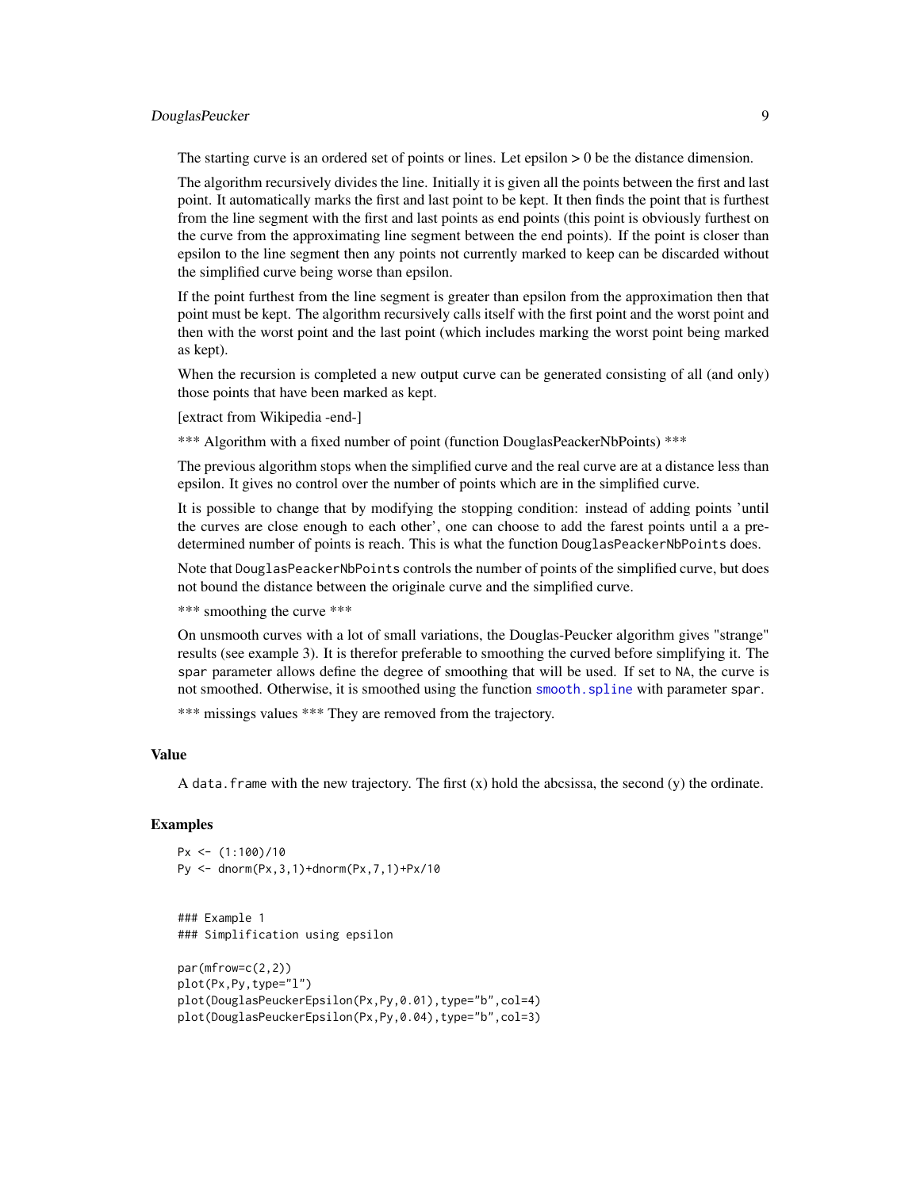The starting curve is an ordered set of points or lines. Let epsilon > 0 be the distance dimension.

The algorithm recursively divides the line. Initially it is given all the points between the first and last point. It automatically marks the first and last point to be kept. It then finds the point that is furthest from the line segment with the first and last points as end points (this point is obviously furthest on the curve from the approximating line segment between the end points). If the point is closer than epsilon to the line segment then any points not currently marked to keep can be discarded without the simplified curve being worse than epsilon.

If the point furthest from the line segment is greater than epsilon from the approximation then that point must be kept. The algorithm recursively calls itself with the first point and the worst point and then with the worst point and the last point (which includes marking the worst point being marked as kept).

When the recursion is completed a new output curve can be generated consisting of all (and only) those points that have been marked as kept.

[extract from Wikipedia -end-]

*** Algorithm with a fixed number of point (function DouglasPeackerNbPoints) ***

The previous algorithm stops when the simplified curve and the real curve are at a distance less than epsilon. It gives no control over the number of points which are in the simplified curve.

It is possible to change that by modifying the stopping condition: instead of adding points 'until the curves are close enough to each other', one can choose to add the farest points until a a pre-determined number of points is reach. This is what the function `DouglasPeackerNbPoints` does.

Note that `DouglasPeackerNbPoints` controls the number of points of the simplified curve, but does not bound the distance between the originale curve and the simplified curve.

*** smoothing the curve ***

On unsmooth curves with a lot of small variations, the Douglas-Peucker algorithm gives "strange" results (see example 3). It is therefor preferable to smoothing the curved before simplifying it. The `spar` parameter allows define the degree of smoothing that will be used. If set to `NA`, the curve is not smoothed. Otherwise, it is smoothed using the function `smooth.spline` with parameter `spar`.

*** missings values *** They are removed from the trajectory.

### Value

A `data.frame` with the new trajectory. The first (x) hold the abcsissa, the second (y) the ordinate.

### Examples

```
Px <- (1:100)/10
Py <- dnorm(Px,3,1)+dnorm(Px,7,1)+Px/10


### Example 1
### Simplification using epsilon

par(mfrow=c(2,2))
plot(Px,Py,type="l")
plot(DouglasPeuckerEpsilon(Px,Py,0.01),type="b",col=4)
plot(DouglasPeuckerEpsilon(Px,Py,0.04),type="b",col=3)
```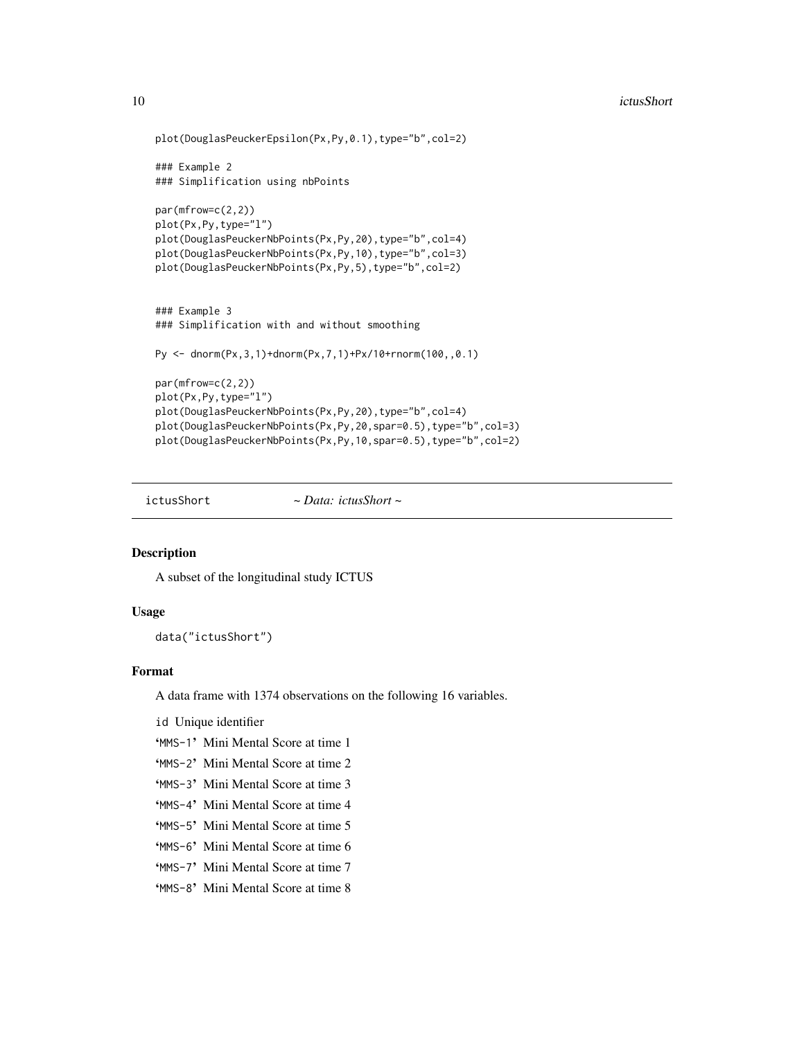```
plot(DouglasPeuckerEpsilon(Px,Py,0.1),type="b",col=2)

### Example 2
### Simplification using nbPoints

par(mfrow=c(2,2))
plot(Px,Py,type="l")
plot(DouglasPeuckerNbPoints(Px,Py,20),type="b",col=4)
plot(DouglasPeuckerNbPoints(Px,Py,10),type="b",col=3)
plot(DouglasPeuckerNbPoints(Px,Py,5),type="b",col=2)


### Example 3
### Simplification with and without smoothing

Py <- dnorm(Px,3,1)+dnorm(Px,7,1)+Px/10+rnorm(100,,0.1)

par(mfrow=c(2,2))
plot(Px,Py,type="l")
plot(DouglasPeuckerNbPoints(Px,Py,20),type="b",col=4)
plot(DouglasPeuckerNbPoints(Px,Py,20,spar=0.5),type="b",col=3)
plot(DouglasPeuckerNbPoints(Px,Py,10,spar=0.5),type="b",col=2)
```

---

ictusShort *~ Data: ictusShort ~*

---

### Description

A subset of the longitudinal study ICTUS

### Usage

```
data("ictusShort")
```

### Format

A data frame with 1374 observations on the following 16 variables.

- `id` Unique identifier
- '`MMS-1`' Mini Mental Score at time 1
- '`MMS-2`' Mini Mental Score at time 2
- '`MMS-3`' Mini Mental Score at time 3
- '`MMS-4`' Mini Mental Score at time 4
- '`MMS-5`' Mini Mental Score at time 5
- '`MMS-6`' Mini Mental Score at time 6
- '`MMS-7`' Mini Mental Score at time 7
- '`MMS-8`' Mini Mental Score at time 8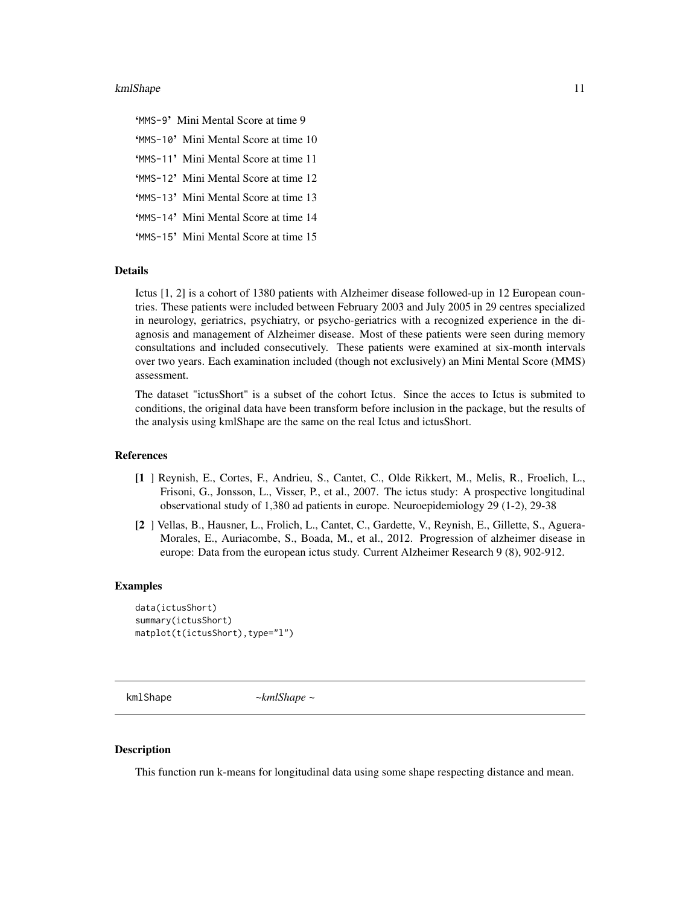'MMS-9' Mini Mental Score at time 9

'MMS-10' Mini Mental Score at time 10

'MMS-11' Mini Mental Score at time 11

'MMS-12' Mini Mental Score at time 12

'MMS-13' Mini Mental Score at time 13

'MMS-14' Mini Mental Score at time 14

'MMS-15' Mini Mental Score at time 15

### Details

Ictus [1, 2] is a cohort of 1380 patients with Alzheimer disease followed-up in 12 European countries. These patients were included between February 2003 and July 2005 in 29 centres specialized in neurology, geriatrics, psychiatry, or psycho-geriatrics with a recognized experience in the diagnosis and management of Alzheimer disease. Most of these patients were seen during memory consultations and included consecutively. These patients were examined at six-month intervals over two years. Each examination included (though not exclusively) an Mini Mental Score (MMS) assessment.

The dataset "ictusShort" is a subset of the cohort Ictus. Since the acces to Ictus is submited to conditions, the original data have been transform before inclusion in the package, but the results of the analysis using kmlShape are the same on the real Ictus and ictusShort.

### References

**[1** ] Reynish, E., Cortes, F., Andrieu, S., Cantet, C., Olde Rikkert, M., Melis, R., Froelich, L., Frisoni, G., Jonsson, L., Visser, P., et al., 2007. The ictus study: A prospective longitudinal observational study of 1,380 ad patients in europe. Neuroepidemiology 29 (1-2), 29-38

**[2** ] Vellas, B., Hausner, L., Frolich, L., Cantet, C., Gardette, V., Reynish, E., Gillette, S., Aguera-Morales, E., Auriacombe, S., Boada, M., et al., 2012. Progression of alzheimer disease in europe: Data from the european ictus study. Current Alzheimer Research 9 (8), 902-912.

### Examples

```
data(ictusShort)
summary(ictusShort)
matplot(t(ictusShort),type="l")
```

---

## kmlShape *~kmlShape ~*

---

### Description

This function run k-means for longitudinal data using some shape respecting distance and mean.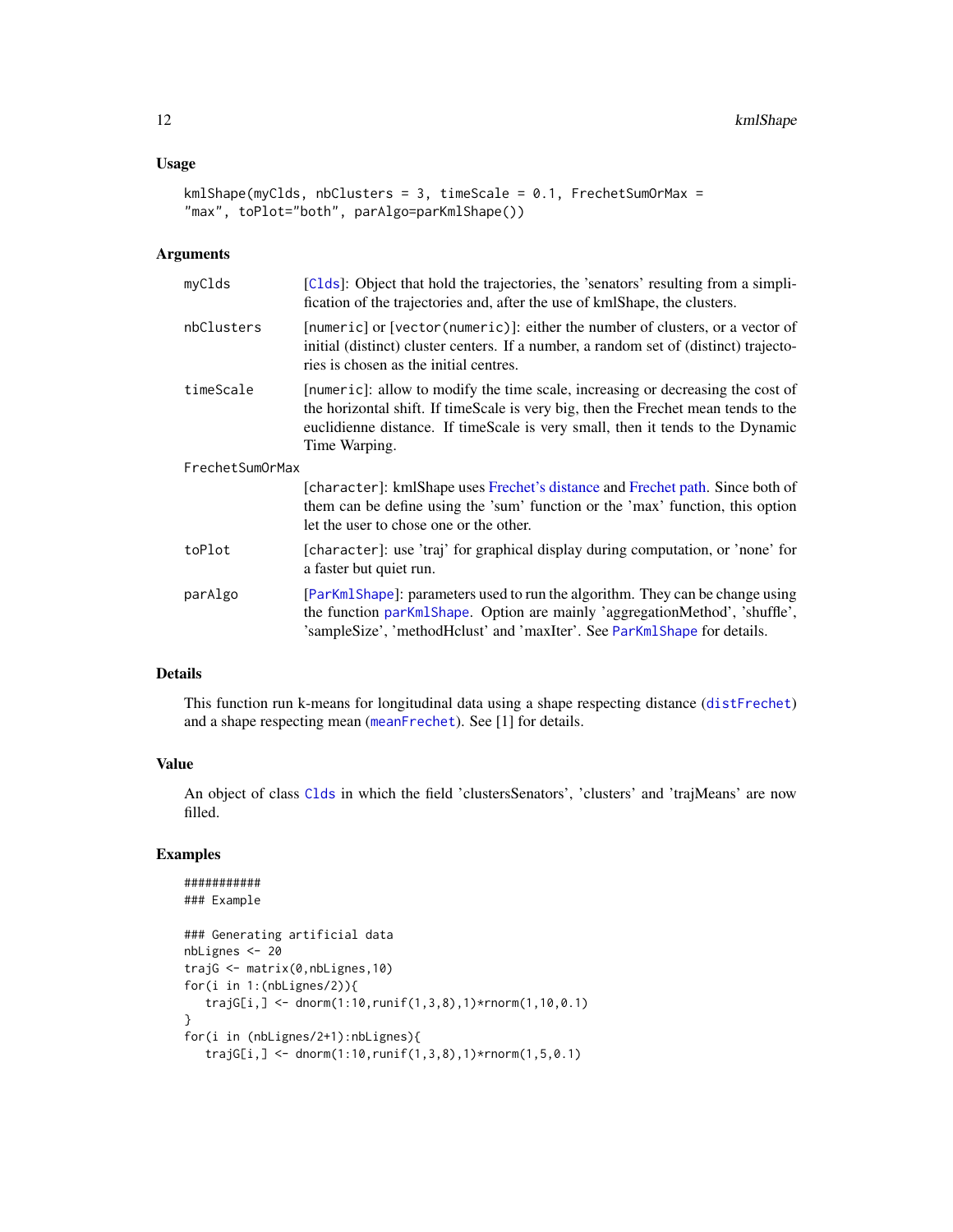## Usage

```
kmlShape(myClds, nbClusters = 3, timeScale = 0.1, FrechetSumOrMax =
"max", toPlot="both", parAlgo=parKmlShape())
```

## Arguments

| | |
|---|---|
| myClds | [Clds]: Object that hold the trajectories, the 'senators' resulting from a simplification of the trajectories and, after the use of kmlShape, the clusters. |
| nbClusters | [numeric] or [vector(numeric)]: either the number of clusters, or a vector of initial (distinct) cluster centers. If a number, a random set of (distinct) trajectories is chosen as the initial centres. |
| timeScale | [numeric]: allow to modify the time scale, increasing or decreasing the cost of the horizontal shift. If timeScale is very big, then the Frechet mean tends to the euclidienne distance. If timeScale is very small, then it tends to the Dynamic Time Warping. |
| FrechetSumOrMax | [character]: kmlShape uses Frechet's distance and Frechet path. Since both of them can be define using the 'sum' function or the 'max' function, this option let the user to chose one or the other. |
| toPlot | [character]: use 'traj' for graphical display during computation, or 'none' for a faster but quiet run. |
| parAlgo | [ParKmlShape]: parameters used to run the algorithm. They can be change using the function parKmlShape. Option are mainly 'aggregationMethod', 'shuffle', 'sampleSize', 'methodHclust' and 'maxIter'. See ParKmlShape for details. |

## Details

This function run k-means for longitudinal data using a shape respecting distance (distFrechet) and a shape respecting mean (meanFrechet). See [1] for details.

## Value

An object of class Clds in which the field 'clustersSenators', 'clusters' and 'trajMeans' are now filled.

## Examples

```
###########
### Example

### Generating artificial data
nbLignes <- 20
trajG <- matrix(0,nbLignes,10)
for(i in 1:(nbLignes/2)){
   trajG[i,] <- dnorm(1:10,runif(1,3,8),1)*rnorm(1,10,0.1)
}
for(i in (nbLignes/2+1):nbLignes){
   trajG[i,] <- dnorm(1:10,runif(1,3,8),1)*rnorm(1,5,0.1)
```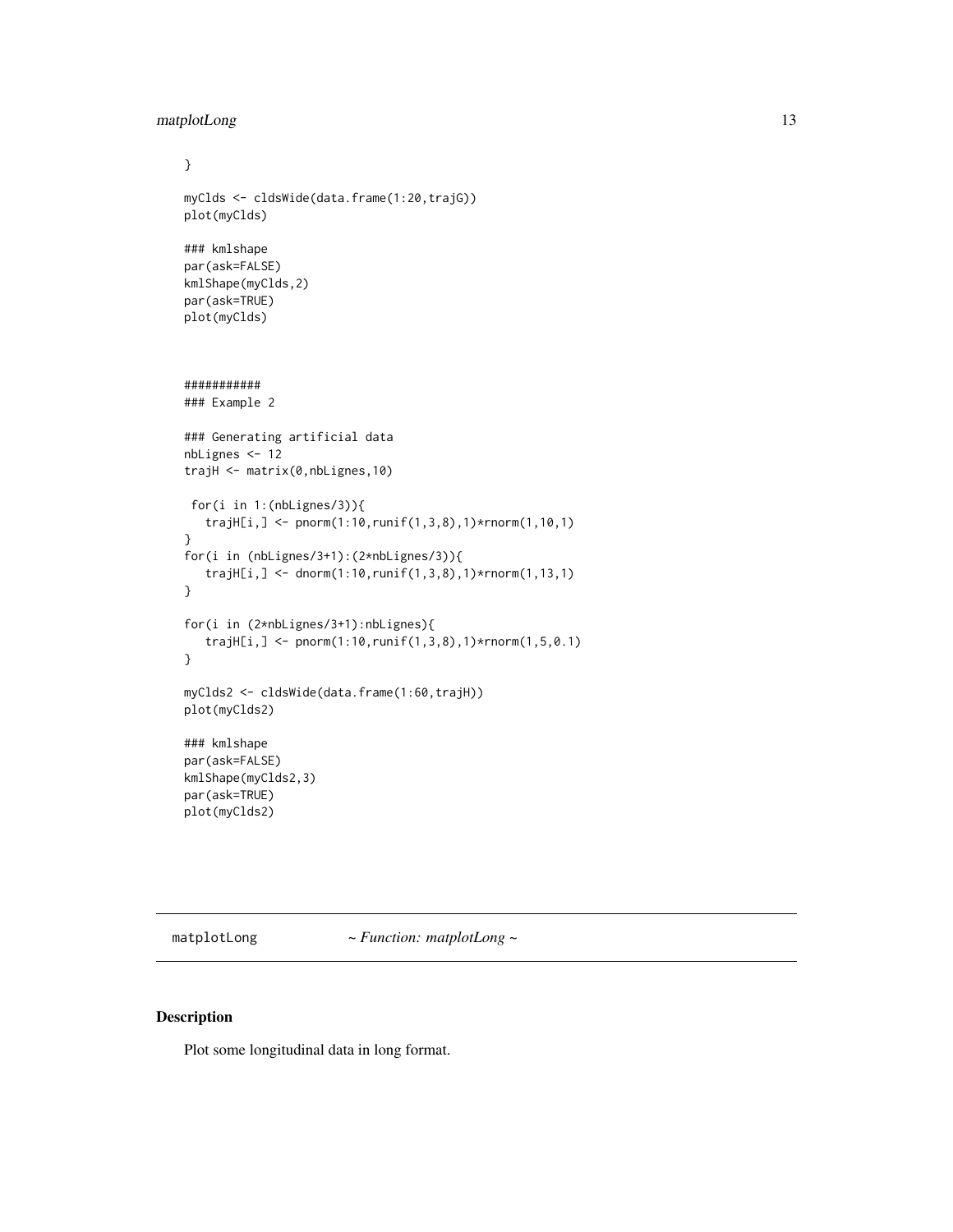```
}

myClds <- cldsWide(data.frame(1:20,trajG))
plot(myClds)

### kmlshape
par(ask=FALSE)
kmlShape(myClds,2)
par(ask=TRUE)
plot(myClds)



###########
### Example 2

### Generating artificial data
nbLignes <- 12
trajH <- matrix(0,nbLignes,10)

 for(i in 1:(nbLignes/3)){
   trajH[i,] <- pnorm(1:10,runif(1,3,8),1)*rnorm(1,10,1)
}
for(i in (nbLignes/3+1):(2*nbLignes/3)){
   trajH[i,] <- dnorm(1:10,runif(1,3,8),1)*rnorm(1,13,1)
}

for(i in (2*nbLignes/3+1):nbLignes){
   trajH[i,] <- pnorm(1:10,runif(1,3,8),1)*rnorm(1,5,0.1)
}

myClds2 <- cldsWide(data.frame(1:60,trajH))
plot(myClds2)

### kmlshape
par(ask=FALSE)
kmlShape(myClds2,3)
par(ask=TRUE)
plot(myClds2)
```

---

matplotLong *~ Function: matplotLong ~*

---

## Description

Plot some longitudinal data in long format.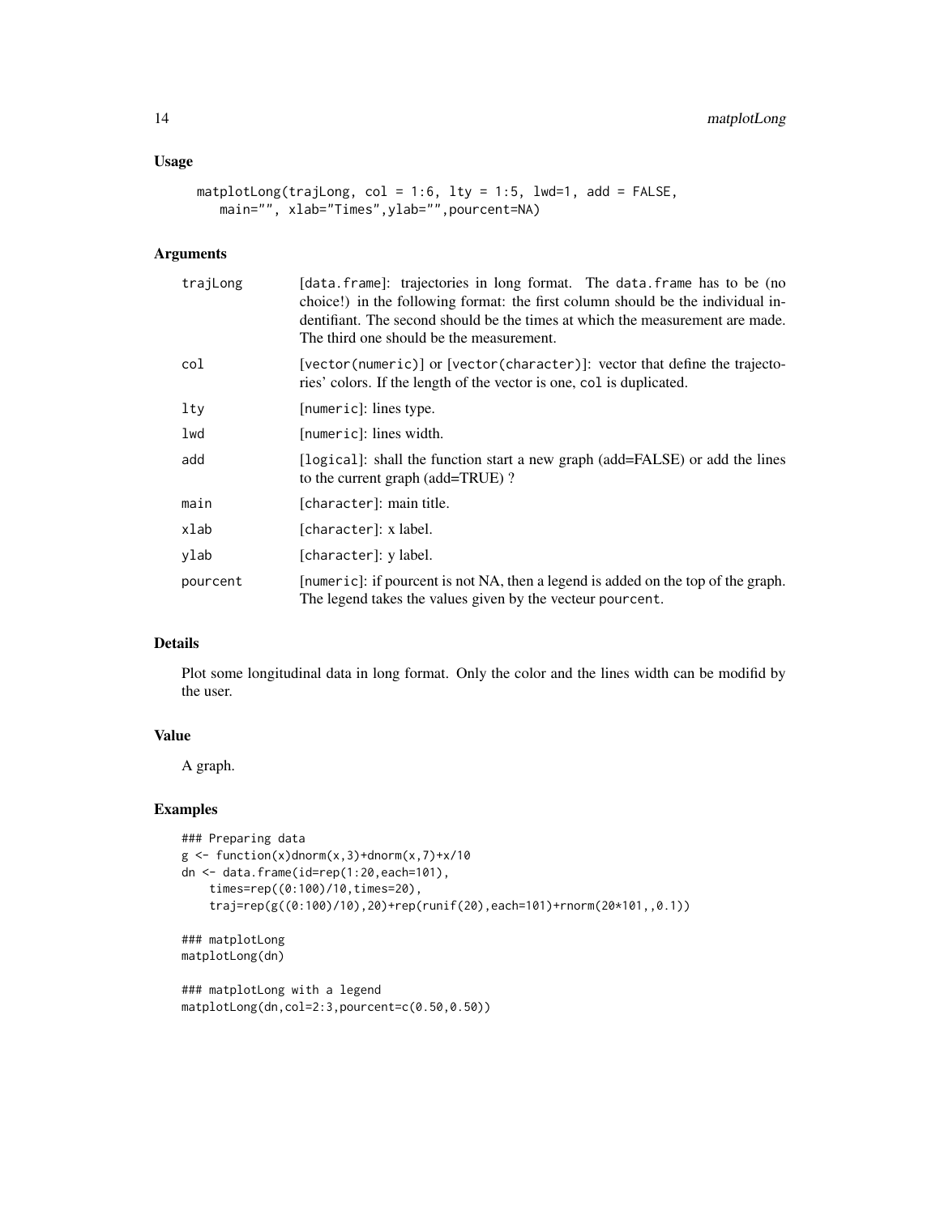## Usage

```
matplotLong(trajLong, col = 1:6, lty = 1:5, lwd=1, add = FALSE,
   main="", xlab="Times",ylab="",pourcent=NA)
```

## Arguments

| | |
|---|---|
| trajLong | [data.frame]: trajectories in long format. The data.frame has to be (no choice!) in the following format: the first column should be the individual indentifiant. The second should be the times at which the measurement are made. The third one should be the measurement. |
| col | [vector(numeric)] or [vector(character)]: vector that define the trajectories' colors. If the length of the vector is one, col is duplicated. |
| lty | [numeric]: lines type. |
| lwd | [numeric]: lines width. |
| add | [logical]: shall the function start a new graph (add=FALSE) or add the lines to the current graph (add=TRUE) ? |
| main | [character]: main title. |
| xlab | [character]: x label. |
| ylab | [character]: y label. |
| pourcent | [numeric]: if pourcent is not NA, then a legend is added on the top of the graph. The legend takes the values given by the vecteur pourcent. |

## Details

Plot some longitudinal data in long format. Only the color and the lines width can be modifid by the user.

## Value

A graph.

## Examples

```
### Preparing data
g <- function(x)dnorm(x,3)+dnorm(x,7)+x/10
dn <- data.frame(id=rep(1:20,each=101),
    times=rep((0:100)/10,times=20),
    traj=rep(g((0:100)/10),20)+rep(runif(20),each=101)+rnorm(20*101,,0.1))

### matplotLong
matplotLong(dn)

### matplotLong with a legend
matplotLong(dn,col=2:3,pourcent=c(0.50,0.50))
```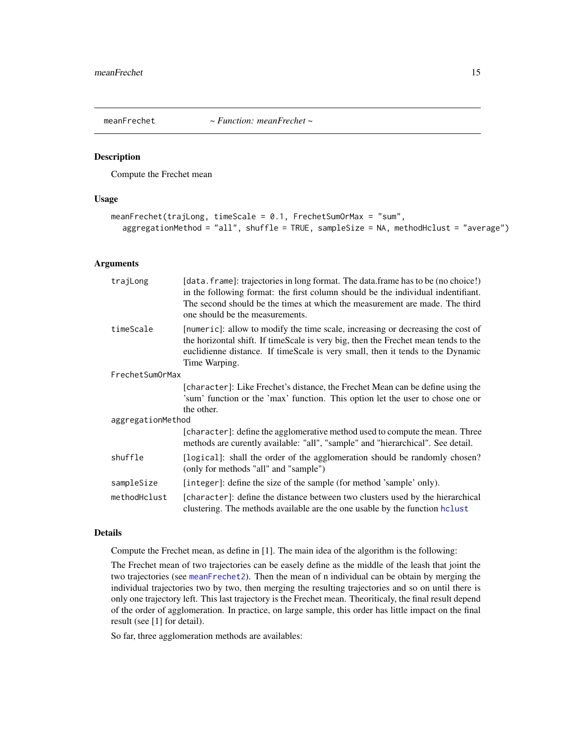# meanFrechet *~ Function: meanFrechet ~*

## Description

Compute the Frechet mean

## Usage

```
meanFrechet(trajLong, timeScale = 0.1, FrechetSumOrMax = "sum",
  aggregationMethod = "all", shuffle = TRUE, sampleSize = NA, methodHclust = "average")
```

## Arguments

- `trajLong` — [`data.frame`]: trajectories in long format. The data.frame has to be (no choice!) in the following format: the first column should be the individual indentifiant. The second should be the times at which the measurement are made. The third one should be the measurements.
- `timeScale` — [`numeric`]: allow to modify the time scale, increasing or decreasing the cost of the horizontal shift. If timeScale is very big, then the Frechet mean tends to the euclidienne distance. If timeScale is very small, then it tends to the Dynamic Time Warping.
- `FrechetSumOrMax` — [`character`]: Like Frechet's distance, the Frechet Mean can be define using the 'sum' function or the 'max' function. This option let the user to chose one or the other.
- `aggregationMethod` — [`character`]: define the agglomerative method used to compute the mean. Three methods are curently available: "all", "sample" and "hierarchical". See detail.
- `shuffle` — [`logical`]: shall the order of the agglomeration should be randomly chosen? (only for methods "all" and "sample")
- `sampleSize` — [`integer`]: define the size of the sample (for method 'sample' only).
- `methodHclust` — [`character`]: define the distance between two clusters used by the hierarchical clustering. The methods available are the one usable by the function `hclust`

## Details

Compute the Frechet mean, as define in [1]. The main idea of the algorithm is the following:

The Frechet mean of two trajectories can be easely define as the middle of the leash that joint the two trajectories (see `meanFrechet2`). Then the mean of n individual can be obtain by merging the individual trajectories two by two, then merging the resulting trajectories and so on until there is only one trajectory left. This last trajectory is the Frechet mean. Theoriticaly, the final result depend of the order of agglomeration. In practice, on large sample, this order has little impact on the final result (see [1] for detail).

So far, three agglomeration methods are availables: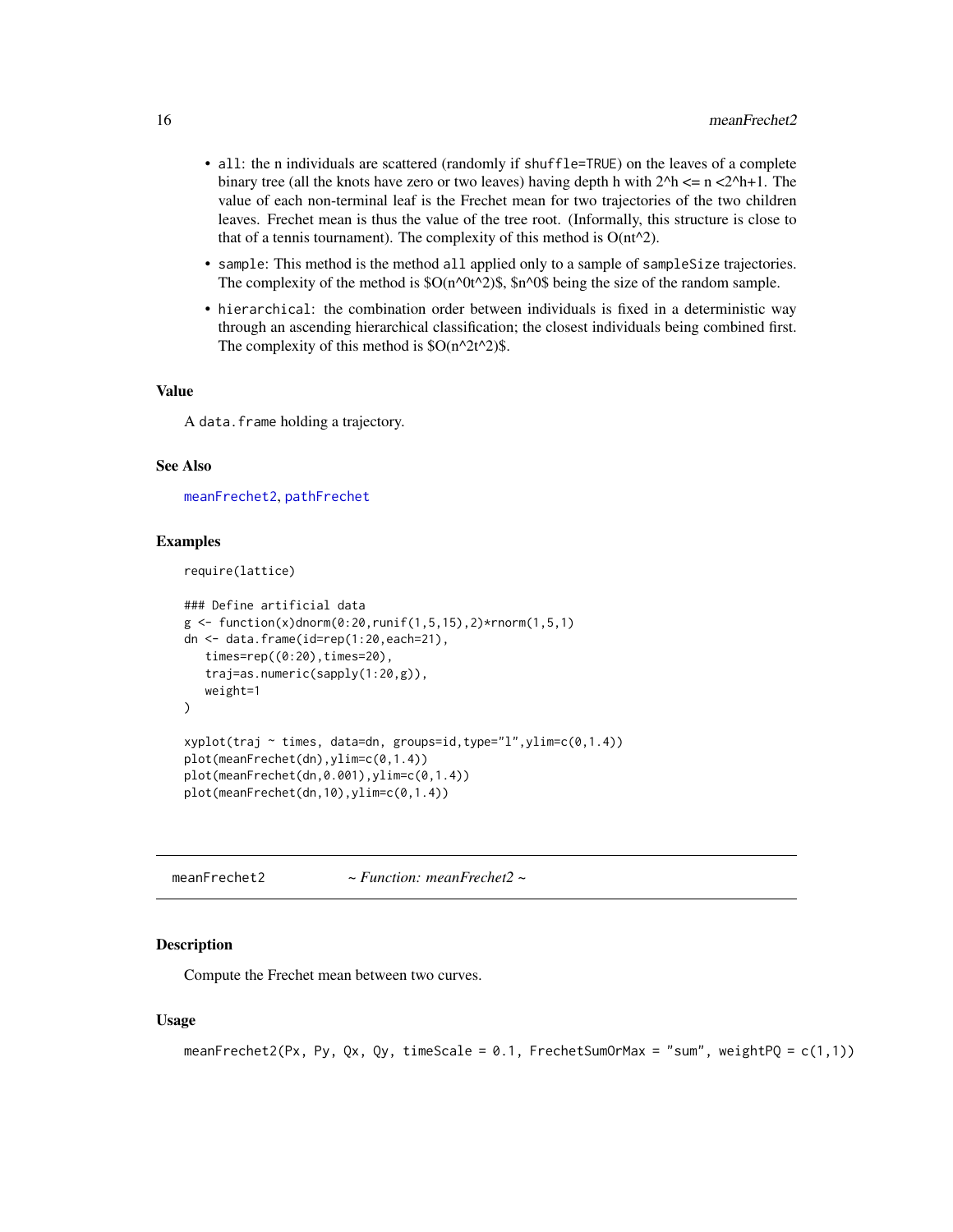- `all`: the n individuals are scattered (randomly if `shuffle=TRUE`) on the leaves of a complete binary tree (all the knots have zero or two leaves) having depth h with $2^h <= n < 2^h+1$. The value of each non-terminal leaf is the Frechet mean for two trajectories of the two children leaves. Frechet mean is thus the value of the tree root. (Informally, this structure is close to that of a tennis tournament). The complexity of this method is $O(nt^2)$.
- `sample`: This method is the method `all` applied only to a sample of `sampleSize` trajectories. The complexity of the method is $O(n^0t^2)$, $n^0$ being the size of the random sample.
- `hierarchical`: the combination order between individuals is fixed in a deterministic way through an ascending hierarchical classification; the closest individuals being combined first. The complexity of this method is $O(n^2t^2)$.

### Value

A `data.frame` holding a trajectory.

### See Also

`meanFrechet2`, `pathFrechet`

### Examples

```
require(lattice)

### Define artificial data
g <- function(x)dnorm(0:20,runif(1,5,15),2)*rnorm(1,5,1)
dn <- data.frame(id=rep(1:20,each=21),
   times=rep((0:20),times=20),
   traj=as.numeric(sapply(1:20,g)),
   weight=1
)

xyplot(traj ~ times, data=dn, groups=id,type="l",ylim=c(0,1.4))
plot(meanFrechet(dn),ylim=c(0,1.4))
plot(meanFrechet(dn,0.001),ylim=c(0,1.4))
plot(meanFrechet(dn,10),ylim=c(0,1.4))
```

---

## meanFrechet2 ~ *Function: meanFrechet2* ~

### Description

Compute the Frechet mean between two curves.

### Usage

```
meanFrechet2(Px, Py, Qx, Qy, timeScale = 0.1, FrechetSumOrMax = "sum", weightPQ = c(1,1))
```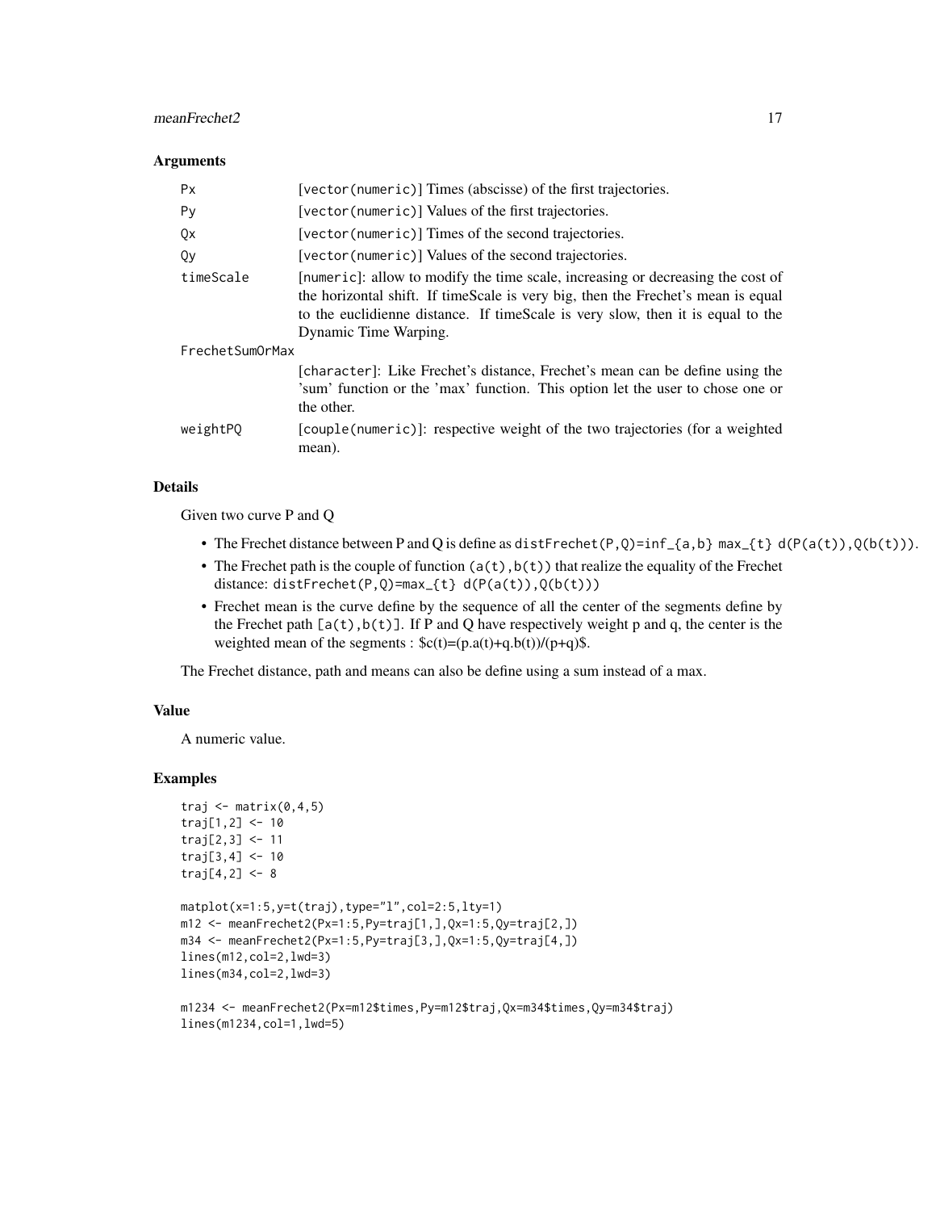### Arguments

| | |
|---|---|
| Px | [vector(numeric)] Times (abscisse) of the first trajectories. |
| Py | [vector(numeric)] Values of the first trajectories. |
| Qx | [vector(numeric)] Times of the second trajectories. |
| Qy | [vector(numeric)] Values of the second trajectories. |
| timeScale | [numeric]: allow to modify the time scale, increasing or decreasing the cost of the horizontal shift. If timeScale is very big, then the Frechet's mean is equal to the euclidienne distance. If timeScale is very slow, then it is equal to the Dynamic Time Warping. |
| FrechetSumOrMax | [character]: Like Frechet's distance, Frechet's mean can be define using the 'sum' function or the 'max' function. This option let the user to chose one or the other. |
| weightPQ | [couple(numeric)]: respective weight of the two trajectories (for a weighted mean). |

### Details

Given two curve P and Q

- The Frechet distance between P and Q is define as `distFrechet(P,Q)=inf_{a,b} max_{t} d(P(a(t)),Q(b(t)))`.
- The Frechet path is the couple of function `(a(t),b(t))` that realize the equality of the Frechet distance: `distFrechet(P,Q)=max_{t} d(P(a(t)),Q(b(t)))`
- Frechet mean is the curve define by the sequence of all the center of the segments define by the Frechet path `[a(t),b(t)]`. If P and Q have respectively weight p and q, the center is the weighted mean of the segments : $c(t)=(p.a(t)+q.b(t))/(p+q)$.

The Frechet distance, path and means can also be define using a sum instead of a max.

### Value

A numeric value.

### Examples

```
traj <- matrix(0,4,5)
traj[1,2] <- 10
traj[2,3] <- 11
traj[3,4] <- 10
traj[4,2] <- 8

matplot(x=1:5,y=t(traj),type="l",col=2:5,lty=1)
m12 <- meanFrechet2(Px=1:5,Py=traj[1,],Qx=1:5,Qy=traj[2,])
m34 <- meanFrechet2(Px=1:5,Py=traj[3,],Qx=1:5,Qy=traj[4,])
lines(m12,col=2,lwd=3)
lines(m34,col=2,lwd=3)

m1234 <- meanFrechet2(Px=m12$times,Py=m12$traj,Qx=m34$times,Qy=m34$traj)
lines(m1234,col=1,lwd=5)
```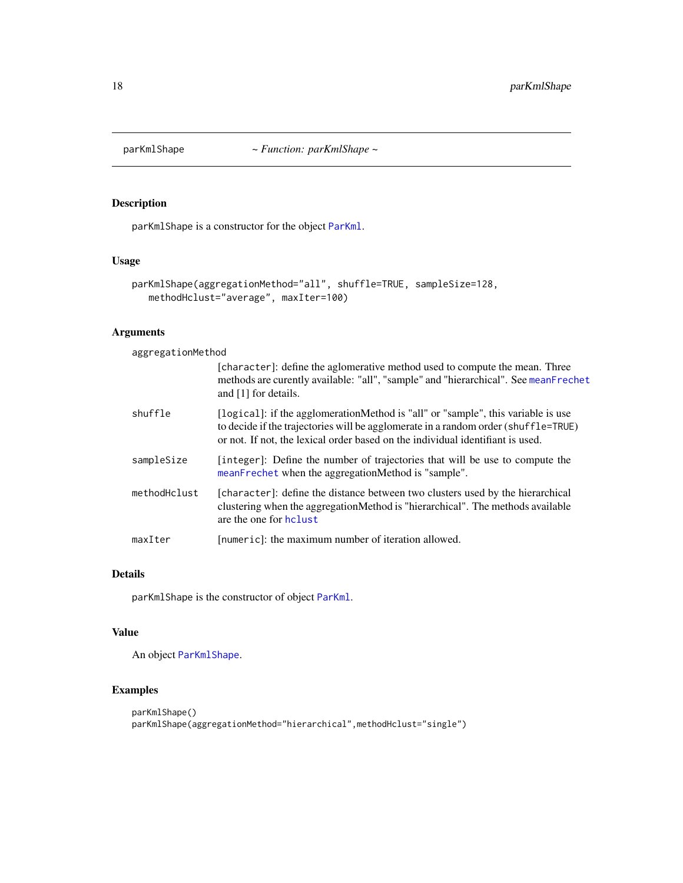parKmlShape *~ Function: parKmlShape ~*

## Description

parKmlShape is a constructor for the object ParKml.

## Usage

```
parKmlShape(aggregationMethod="all", shuffle=TRUE, sampleSize=128,
   methodHclust="average", maxIter=100)
```

## Arguments

- **aggregationMethod**: [character]: define the aglomerative method used to compute the mean. Three methods are curently available: "all", "sample" and "hierarchical". See meanFrechet and [1] for details.
- **shuffle**: [logical]: if the agglomerationMethod is "all" or "sample", this variable is use to decide if the trajectories will be agglomerate in a random order (shuffle=TRUE) or not. If not, the lexical order based on the individual identifiant is used.
- **sampleSize**: [integer]: Define the number of trajectories that will be use to compute the meanFrechet when the aggregationMethod is "sample".
- **methodHclust**: [character]: define the distance between two clusters used by the hierarchical clustering when the aggregationMethod is "hierarchical". The methods available are the one for hclust
- **maxIter**: [numeric]: the maximum number of iteration allowed.

## Details

parKmlShape is the constructor of object ParKml.

## Value

An object ParKmlShape.

## Examples

```
parKmlShape()
parKmlShape(aggregationMethod="hierarchical",methodHclust="single")
```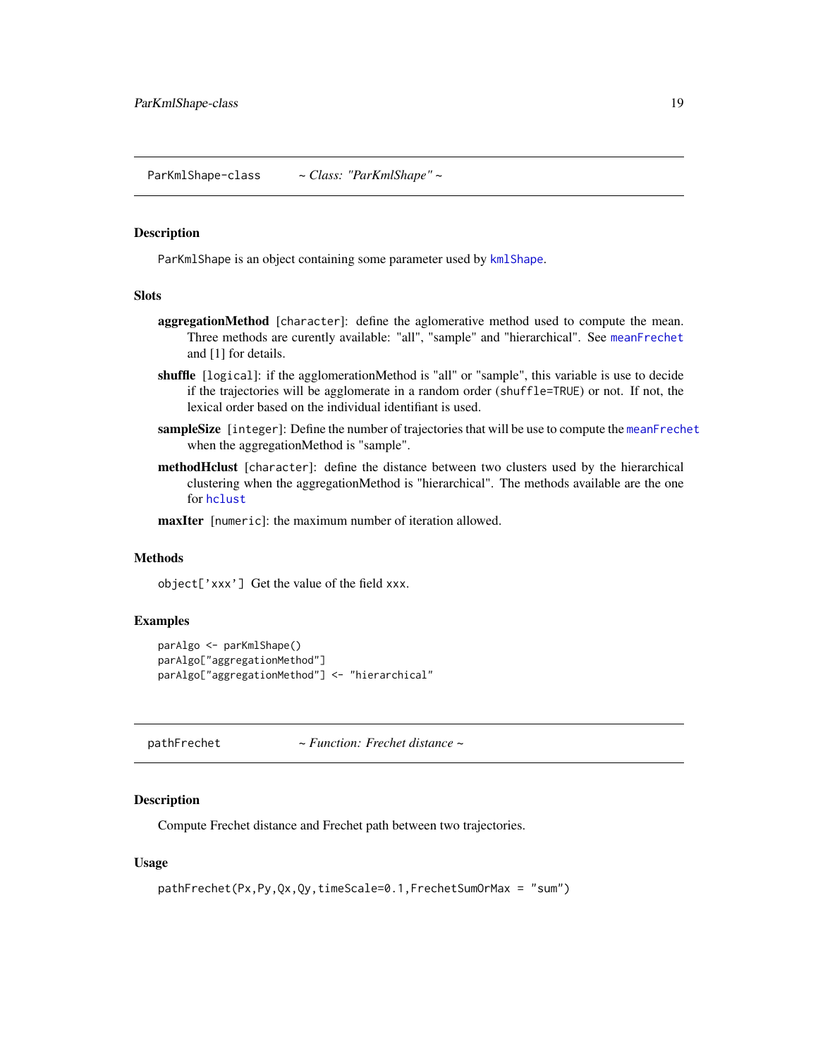## ParKmlShape-class    *~ Class: "ParKmlShape" ~*

### Description

ParKmlShape is an object containing some parameter used by `kmlShape`.

### Slots

**aggregationMethod** [character]: define the aglomerative method used to compute the mean. Three methods are curently available: "all", "sample" and "hierarchical". See `meanFrechet` and [1] for details.

**shuffle** [logical]: if the agglomerationMethod is "all" or "sample", this variable is use to decide if the trajectories will be agglomerate in a random order (shuffle=TRUE) or not. If not, the lexical order based on the individual identifiant is used.

**sampleSize** [integer]: Define the number of trajectories that will be use to compute the `meanFrechet` when the aggregationMethod is "sample".

**methodHclust** [character]: define the distance between two clusters used by the hierarchical clustering when the aggregationMethod is "hierarchical". The methods available are the one for `hclust`

**maxIter** [numeric]: the maximum number of iteration allowed.

### Methods

object['xxx'] Get the value of the field xxx.

### Examples

```
parAlgo <- parKmlShape()
parAlgo["aggregationMethod"]
parAlgo["aggregationMethod"] <- "hierarchical"
```

## pathFrechet    *~ Function: Frechet distance ~*

### Description

Compute Frechet distance and Frechet path between two trajectories.

### Usage

```
pathFrechet(Px,Py,Qx,Qy,timeScale=0.1,FrechetSumOrMax = "sum")
```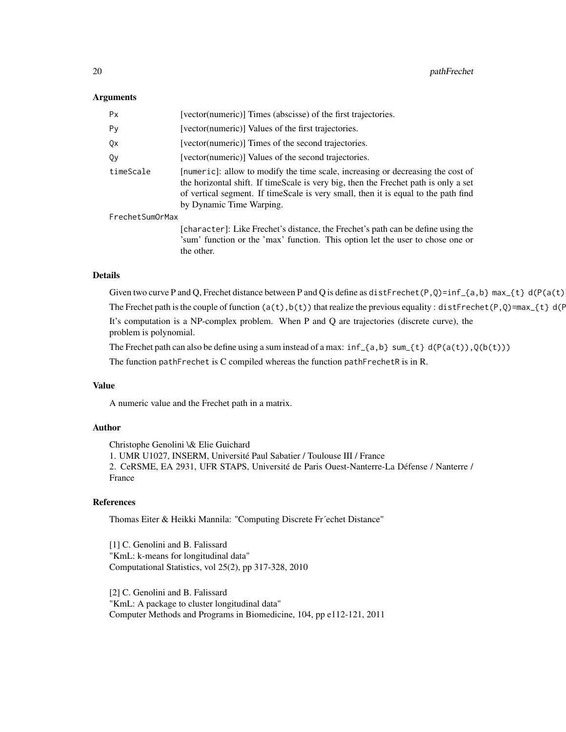### Arguments

- **Px** [vector(numeric)] Times (abscisse) of the first trajectories.
- **Py** [vector(numeric)] Values of the first trajectories.
- **Qx** [vector(numeric)] Times of the second trajectories.
- **Qy** [vector(numeric)] Values of the second trajectories.
- **timeScale** [numeric]: allow to modify the time scale, increasing or decreasing the cost of the horizontal shift. If timeScale is very big, then the Frechet path is only a set of vertical segment. If timeScale is very small, then it is equal to the path find by Dynamic Time Warping.
- **FrechetSumOrMax** [character]: Like Frechet's distance, the Frechet's path can be define using the 'sum' function or the 'max' function. This option let the user to chose one or the other.

### Details

Given two curve P and Q, Frechet distance between P and Q is define as `distFrechet(P,Q)=inf_{a,b} max_{t} d(P(a(t)`

The Frechet path is the couple of function `(a(t),b(t))` that realize the previous equality : `distFrechet(P,Q)=max_{t} d(P`

It's computation is a NP-complex problem. When P and Q are trajectories (discrete curve), the problem is polynomial.

The Frechet path can also be define using a sum instead of a max: `inf_{a,b} sum_{t} d(P(a(t)),Q(b(t)))`

The function `pathFrechet` is C compiled whereas the function `pathFrechetR` is in R.

### Value

A numeric value and the Frechet path in a matrix.

### Author

Christophe Genolini \& Elie Guichard
1. UMR U1027, INSERM, Université Paul Sabatier / Toulouse III / France
2. CeRSME, EA 2931, UFR STAPS, Université de Paris Ouest-Nanterre-La Défense / Nanterre / France

### References

Thomas Eiter & Heikki Mannila: "Computing Discrete Fr´echet Distance"

[1] C. Genolini and B. Falissard
"KmL: k-means for longitudinal data"
Computational Statistics, vol 25(2), pp 317-328, 2010

[2] C. Genolini and B. Falissard
"KmL: A package to cluster longitudinal data"
Computer Methods and Programs in Biomedicine, 104, pp e112-121, 2011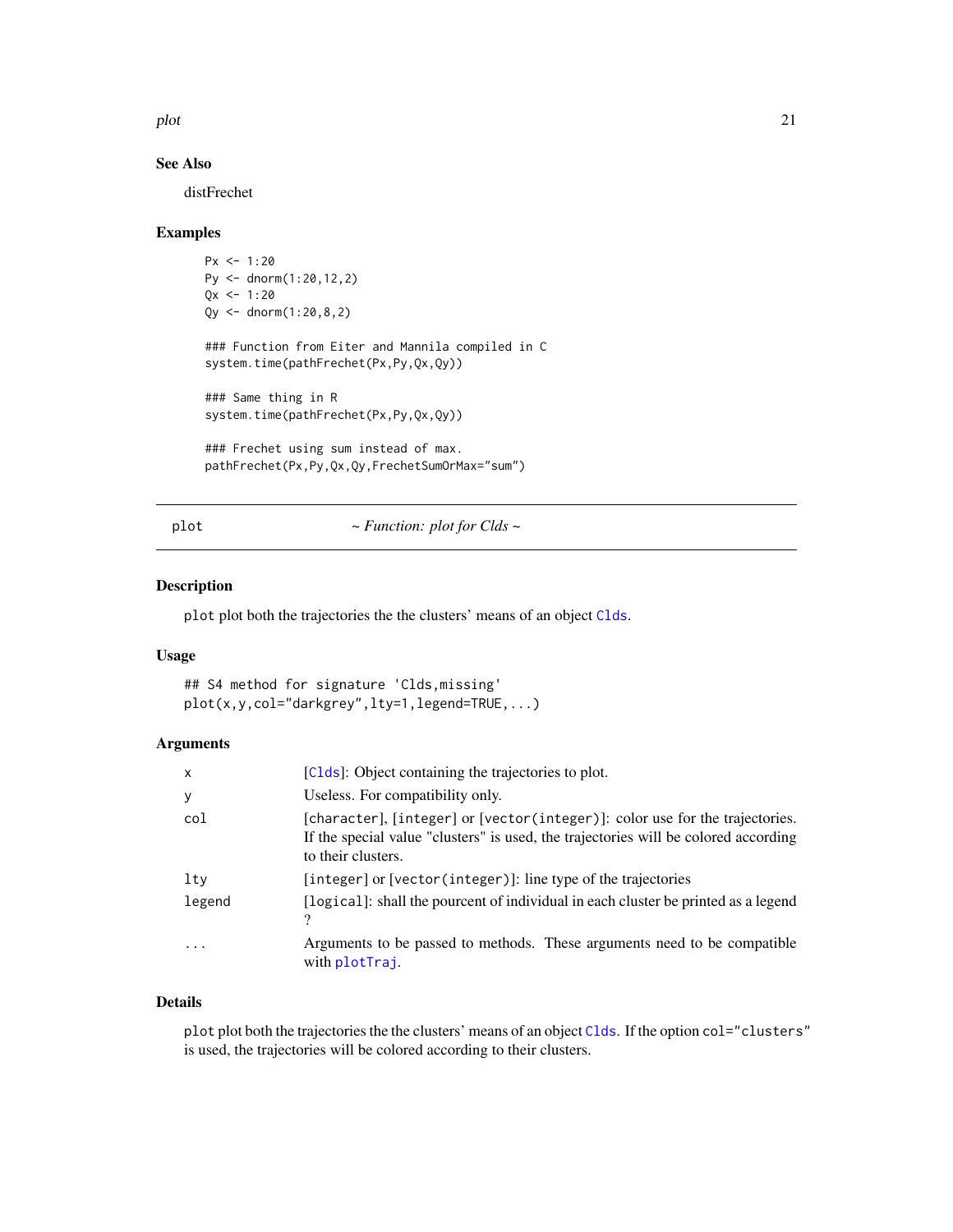### See Also

distFrechet

### Examples

```
Px <- 1:20
Py <- dnorm(1:20,12,2)
Qx <- 1:20
Qy <- dnorm(1:20,8,2)

### Function from Eiter and Mannila compiled in C
system.time(pathFrechet(Px,Py,Qx,Qy))

### Same thing in R
system.time(pathFrechet(Px,Py,Qx,Qy))

### Frechet using sum instead of max.
pathFrechet(Px,Py,Qx,Qy,FrechetSumOrMax="sum")
```

---

## plot — *~ Function: plot for Clds ~*

---

### Description

`plot` plot both the trajectories the the clusters' means of an object `Clds`.

### Usage

```
## S4 method for signature 'Clds,missing'
plot(x,y,col="darkgrey",lty=1,legend=TRUE,...)
```

### Arguments

| | |
|---|---|
| `x` | [`Clds`]: Object containing the trajectories to plot. |
| `y` | Useless. For compatibility only. |
| `col` | [character], [integer] or [vector(integer)]: color use for the trajectories. If the special value "clusters" is used, the trajectories will be colored according to their clusters. |
| `lty` | [integer] or [vector(integer)]: line type of the trajectories |
| `legend` | [logical]: shall the pourcent of individual in each cluster be printed as a legend ? |
| `...` | Arguments to be passed to methods. These arguments need to be compatible with `plotTraj`. |

### Details

`plot` plot both the trajectories the the clusters' means of an object `Clds`. If the option `col="clusters"` is used, the trajectories will be colored according to their clusters.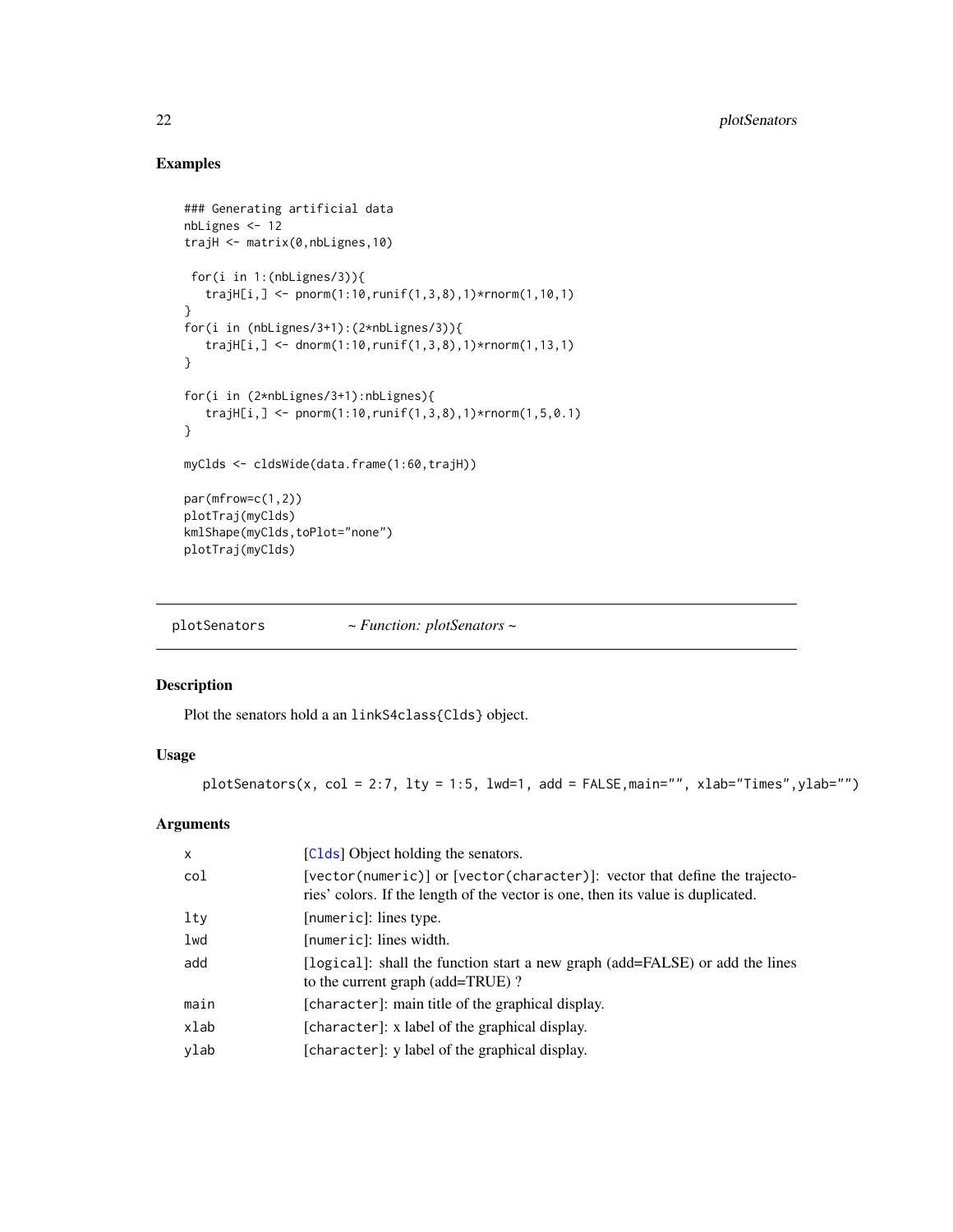## Examples

```
### Generating artificial data
nbLignes <- 12
trajH <- matrix(0,nbLignes,10)

 for(i in 1:(nbLignes/3)){
   trajH[i,] <- pnorm(1:10,runif(1,3,8),1)*rnorm(1,10,1)
}
for(i in (nbLignes/3+1):(2*nbLignes/3)){
   trajH[i,] <- dnorm(1:10,runif(1,3,8),1)*rnorm(1,13,1)
}

for(i in (2*nbLignes/3+1):nbLignes){
   trajH[i,] <- pnorm(1:10,runif(1,3,8),1)*rnorm(1,5,0.1)
}

myClds <- cldsWide(data.frame(1:60,trajH))

par(mfrow=c(1,2))
plotTraj(myClds)
kmlShape(myClds,toPlot="none")
plotTraj(myClds)
```

---

# plotSenators *~ Function: plotSenators ~*

## Description

Plot the senators hold a an `linkS4class{Clds}` object.

## Usage

```
plotSenators(x, col = 2:7, lty = 1:5, lwd=1, add = FALSE,main="", xlab="Times",ylab="")
```

## Arguments

| | |
|---|---|
| `x` | [`Clds`] Object holding the senators. |
| `col` | [`vector(numeric)`] or [`vector(character)`]: vector that define the trajectories' colors. If the length of the vector is one, then its value is duplicated. |
| `lty` | [`numeric`]: lines type. |
| `lwd` | [`numeric`]: lines width. |
| `add` | [`logical`]: shall the function start a new graph (add=FALSE) or add the lines to the current graph (add=TRUE) ? |
| `main` | [`character`]: main title of the graphical display. |
| `xlab` | [`character`]: x label of the graphical display. |
| `ylab` | [`character`]: y label of the graphical display. |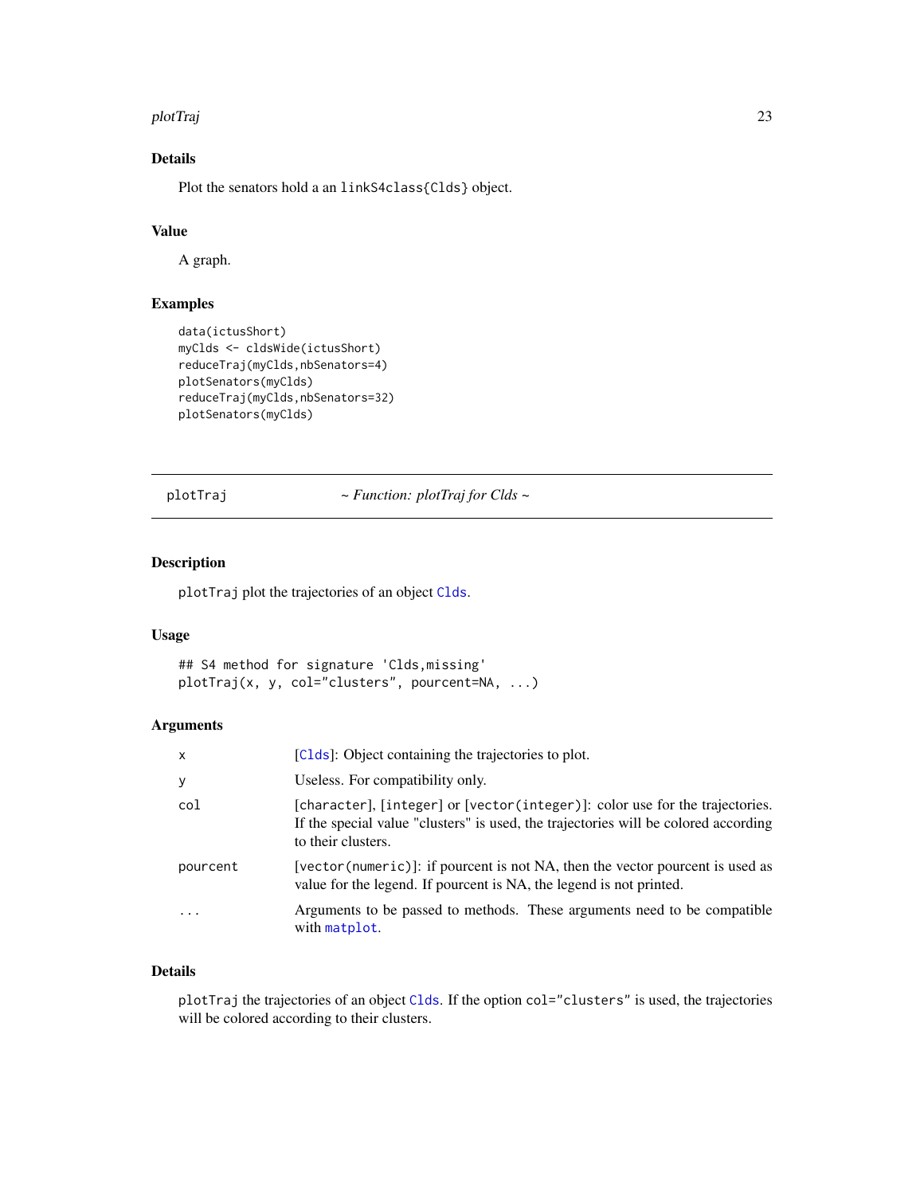### Details

Plot the senators hold a an linkS4class{Clds} object.

### Value

A graph.

### Examples

```
data(ictusShort)
myClds <- cldsWide(ictusShort)
reduceTraj(myClds,nbSenators=4)
plotSenators(myClds)
reduceTraj(myClds,nbSenators=32)
plotSenators(myClds)
```

---

## plotTraj — *~ Function: plotTraj for Clds ~*

---

### Description

`plotTraj` plot the trajectories of an object Clds.

### Usage

```
## S4 method for signature 'Clds,missing'
plotTraj(x, y, col="clusters", pourcent=NA, ...)
```

### Arguments

| | |
|---|---|
| `x` | [Clds]: Object containing the trajectories to plot. |
| `y` | Useless. For compatibility only. |
| `col` | [character], [integer] or [vector(integer)]: color use for the trajectories. If the special value "clusters" is used, the trajectories will be colored according to their clusters. |
| `pourcent` | [vector(numeric)]: if pourcent is not NA, then the vector pourcent is used as value for the legend. If pourcent is NA, the legend is not printed. |
| `...` | Arguments to be passed to methods. These arguments need to be compatible with matplot. |

### Details

`plotTraj` the trajectories of an object Clds. If the option `col="clusters"` is used, the trajectories will be colored according to their clusters.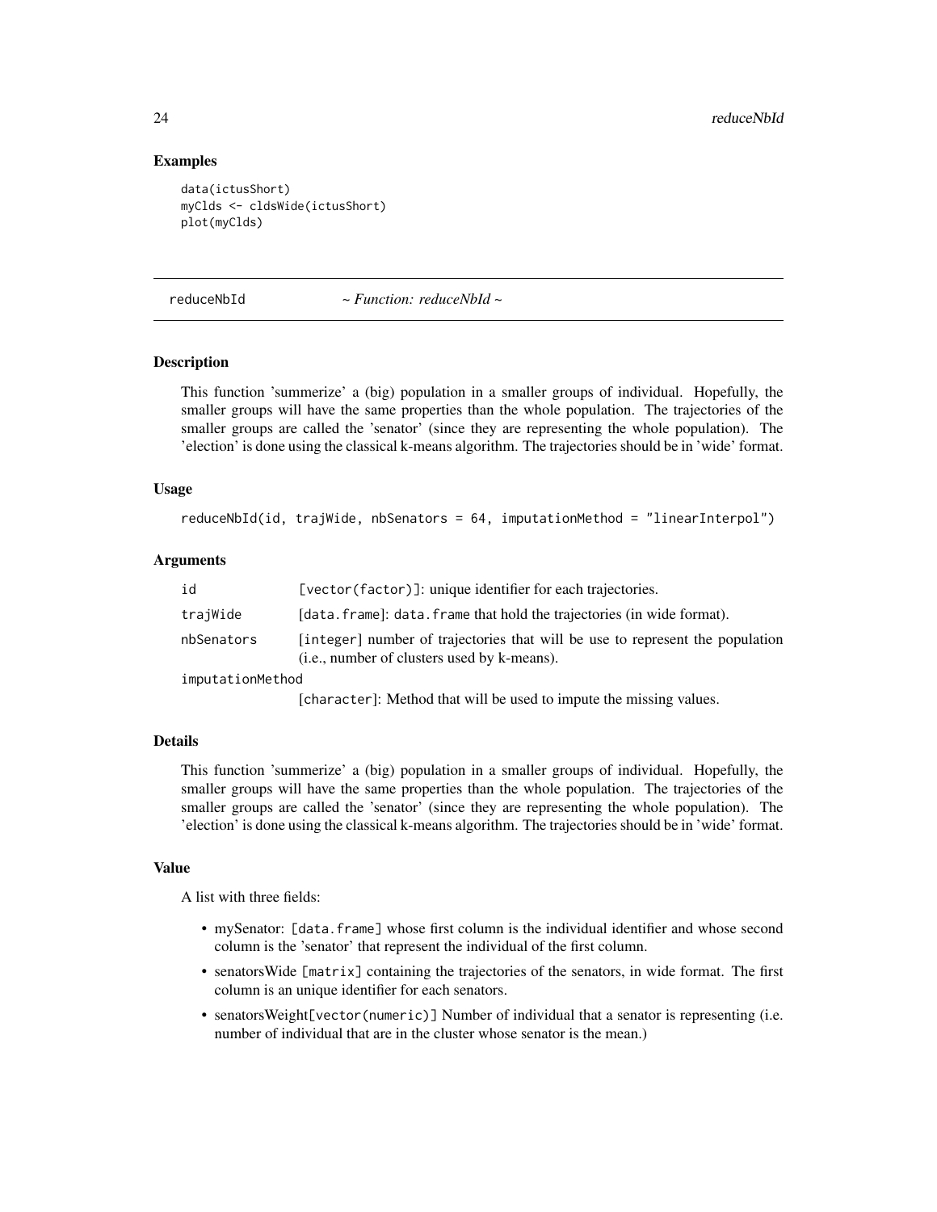### Examples

```
data(ictusShort)
myClds <- cldsWide(ictusShort)
plot(myClds)
```

---

## reduceNbId *~ Function: reduceNbId ~*

### Description

This function 'summerize' a (big) population in a smaller groups of individual. Hopefully, the smaller groups will have the same properties than the whole population. The trajectories of the smaller groups are called the 'senator' (since they are representing the whole population). The 'election' is done using the classical k-means algorithm. The trajectories should be in 'wide' format.

### Usage

```
reduceNbId(id, trajWide, nbSenators = 64, imputationMethod = "linearInterpol")
```

### Arguments

| | |
|---|---|
| `id` | `[vector(factor)]`: unique identifier for each trajectories. |
| `trajWide` | `[data.frame]`: `data.frame` that hold the trajectories (in wide format). |
| `nbSenators` | `[integer]` number of trajectories that will be use to represent the population (i.e., number of clusters used by k-means). |
| `imputationMethod` | `[character]`: Method that will be used to impute the missing values. |

### Details

This function 'summerize' a (big) population in a smaller groups of individual. Hopefully, the smaller groups will have the same properties than the whole population. The trajectories of the smaller groups are called the 'senator' (since they are representing the whole population). The 'election' is done using the classical k-means algorithm. The trajectories should be in 'wide' format.

### Value

A list with three fields:

- mySenator: `[data.frame]` whose first column is the individual identifier and whose second column is the 'senator' that represent the individual of the first column.
- senatorsWide `[matrix]` containing the trajectories of the senators, in wide format. The first column is an unique identifier for each senators.
- senatorsWeight`[vector(numeric)]` Number of individual that a senator is representing (i.e. number of individual that are in the cluster whose senator is the mean.)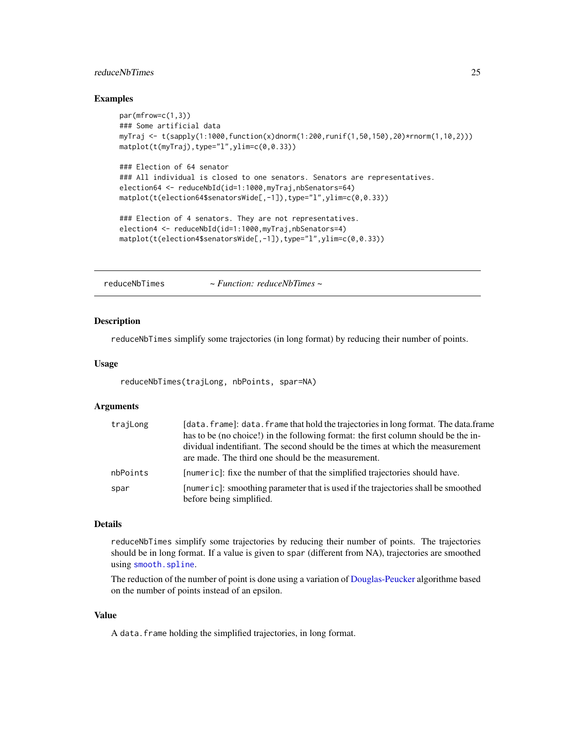## Examples

```
par(mfrow=c(1,3))
### Some artificial data
myTraj <- t(sapply(1:1000,function(x)dnorm(1:200,runif(1,50,150),20)*rnorm(1,10,2)))
matplot(t(myTraj),type="l",ylim=c(0,0.33))

### Election of 64 senator
### All individual is closed to one senators. Senators are representatives.
election64 <- reduceNbId(id=1:1000,myTraj,nbSenators=64)
matplot(t(election64$senatorsWide[,-1]),type="l",ylim=c(0,0.33))

### Election of 4 senators. They are not representatives.
election4 <- reduceNbId(id=1:1000,myTraj,nbSenators=4)
matplot(t(election4$senatorsWide[,-1]),type="l",ylim=c(0,0.33))
```

---

# reduceNbTimes    *~ Function: reduceNbTimes ~*

## Description

`reduceNbTimes` simplify some trajectories (in long format) by reducing their number of points.

## Usage

```
reduceNbTimes(trajLong, nbPoints, spar=NA)
```

## Arguments

| | |
|---|---|
| `trajLong` | [`data.frame`]: `data.frame` that hold the trajectories in long format. The data.frame has to be (no choice!) in the following format: the first column should be the individual indentifiant. The second should be the times at which the measurement are made. The third one should be the measurement. |
| `nbPoints` | [`numeric`]: fixe the number of that the simplified trajectories should have. |
| `spar` | [`numeric`]: smoothing parameter that is used if the trajectories shall be smoothed before being simplified. |

## Details

`reduceNbTimes` simplify some trajectories by reducing their number of points. The trajectories should be in long format. If a value is given to `spar` (different from NA), trajectories are smoothed using `smooth.spline`.

The reduction of the number of point is done using a variation of Douglas-Peucker algorithme based on the number of points instead of an epsilon.

## Value

A `data.frame` holding the simplified trajectories, in long format.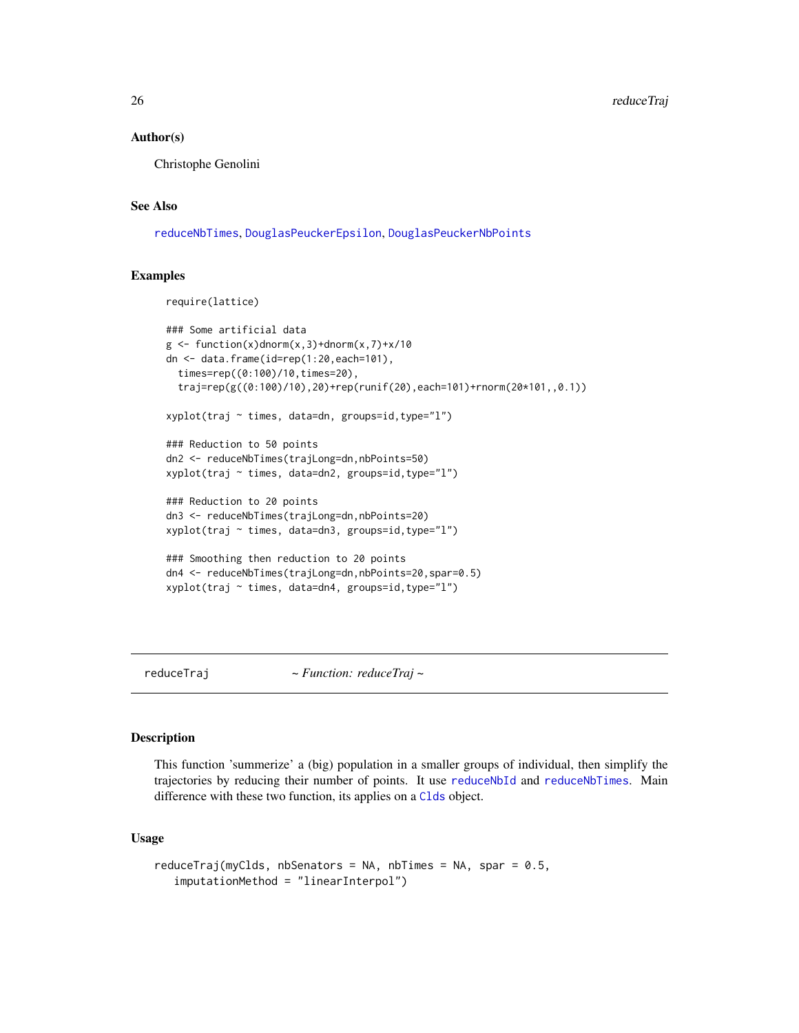### Author(s)

Christophe Genolini

### See Also

reduceNbTimes, DouglasPeuckerEpsilon, DouglasPeuckerNbPoints

### Examples

```
require(lattice)

### Some artificial data
g <- function(x)dnorm(x,3)+dnorm(x,7)+x/10
dn <- data.frame(id=rep(1:20,each=101),
  times=rep((0:100)/10,times=20),
  traj=rep(g((0:100)/10),20)+rep(runif(20),each=101)+rnorm(20*101,,0.1))

xyplot(traj ~ times, data=dn, groups=id,type="l")

### Reduction to 50 points
dn2 <- reduceNbTimes(trajLong=dn,nbPoints=50)
xyplot(traj ~ times, data=dn2, groups=id,type="l")

### Reduction to 20 points
dn3 <- reduceNbTimes(trajLong=dn,nbPoints=20)
xyplot(traj ~ times, data=dn3, groups=id,type="l")

### Smoothing then reduction to 20 points
dn4 <- reduceNbTimes(trajLong=dn,nbPoints=20,spar=0.5)
xyplot(traj ~ times, data=dn4, groups=id,type="l")
```

---

## reduceTraj — *~ Function: reduceTraj ~*

---

### Description

This function 'summerize' a (big) population in a smaller groups of individual, then simplify the trajectories by reducing their number of points. It use reduceNbId and reduceNbTimes. Main difference with these two function, its applies on a Clds object.

### Usage

```
reduceTraj(myClds, nbSenators = NA, nbTimes = NA, spar = 0.5,
   imputationMethod = "linearInterpol")
```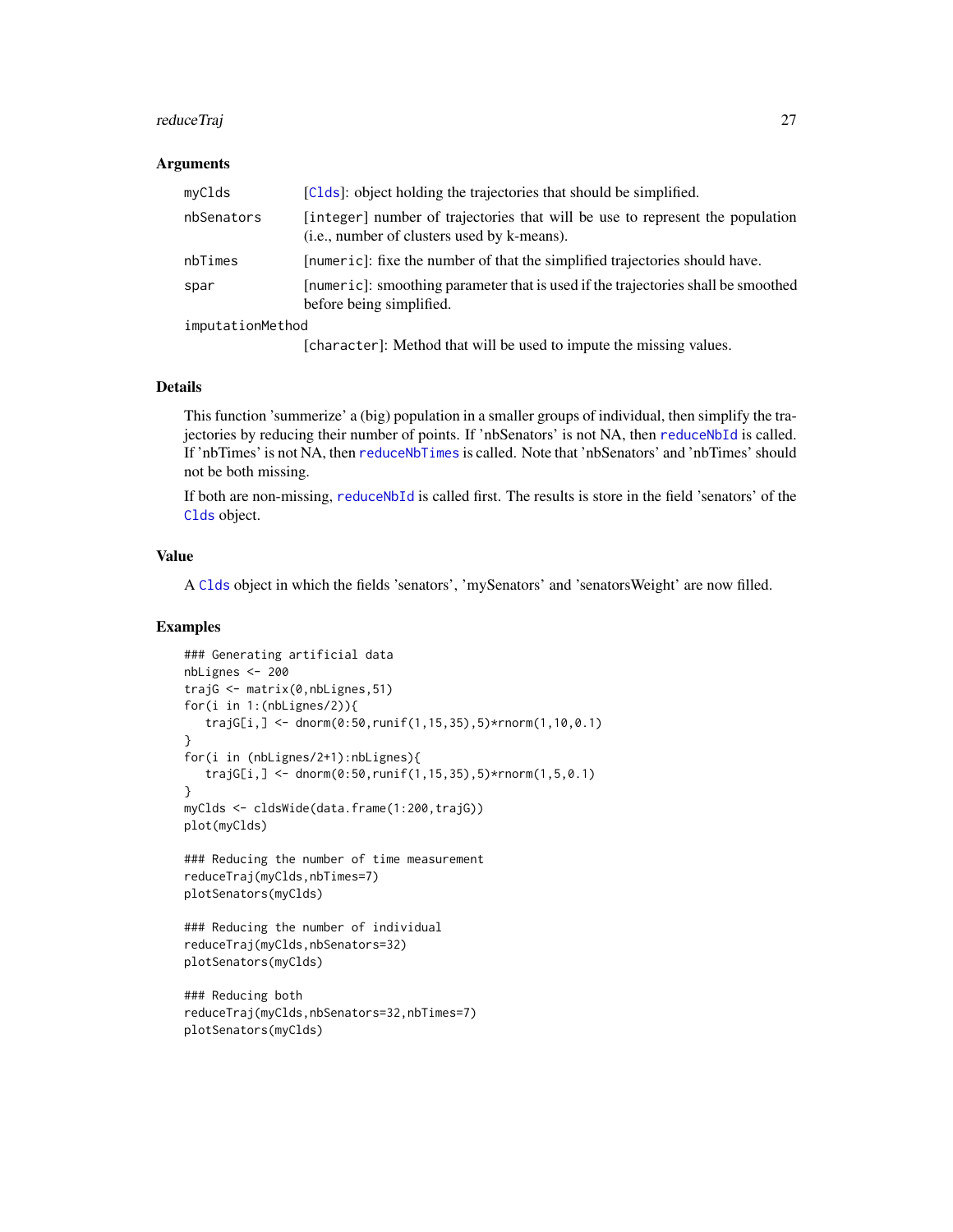### Arguments

| | |
|---|---|
| `myClds` | [`Clds`]: object holding the trajectories that should be simplified. |
| `nbSenators` | [`integer`] number of trajectories that will be use to represent the population (i.e., number of clusters used by k-means). |
| `nbTimes` | [`numeric`]: fixe the number of that the simplified trajectories should have. |
| `spar` | [`numeric`]: smoothing parameter that is used if the trajectories shall be smoothed before being simplified. |
| `imputationMethod` | [`character`]: Method that will be used to impute the missing values. |

### Details

This function 'summerize' a (big) population in a smaller groups of individual, then simplify the trajectories by reducing their number of points. If 'nbSenators' is not NA, then `reduceNbId` is called. If 'nbTimes' is not NA, then `reduceNbTimes` is called. Note that 'nbSenators' and 'nbTimes' should not be both missing.

If both are non-missing, `reduceNbId` is called first. The results is store in the field 'senators' of the `Clds` object.

### Value

A `Clds` object in which the fields 'senators', 'mySenators' and 'senatorsWeight' are now filled.

### Examples

```
### Generating artificial data
nbLignes <- 200
trajG <- matrix(0,nbLignes,51)
for(i in 1:(nbLignes/2)){
   trajG[i,] <- dnorm(0:50,runif(1,15,35),5)*rnorm(1,10,0.1)
}
for(i in (nbLignes/2+1):nbLignes){
   trajG[i,] <- dnorm(0:50,runif(1,15,35),5)*rnorm(1,5,0.1)
}
myClds <- cldsWide(data.frame(1:200,trajG))
plot(myClds)

### Reducing the number of time measurement
reduceTraj(myClds,nbTimes=7)
plotSenators(myClds)

### Reducing the number of individual
reduceTraj(myClds,nbSenators=32)
plotSenators(myClds)

### Reducing both
reduceTraj(myClds,nbSenators=32,nbTimes=7)
plotSenators(myClds)
```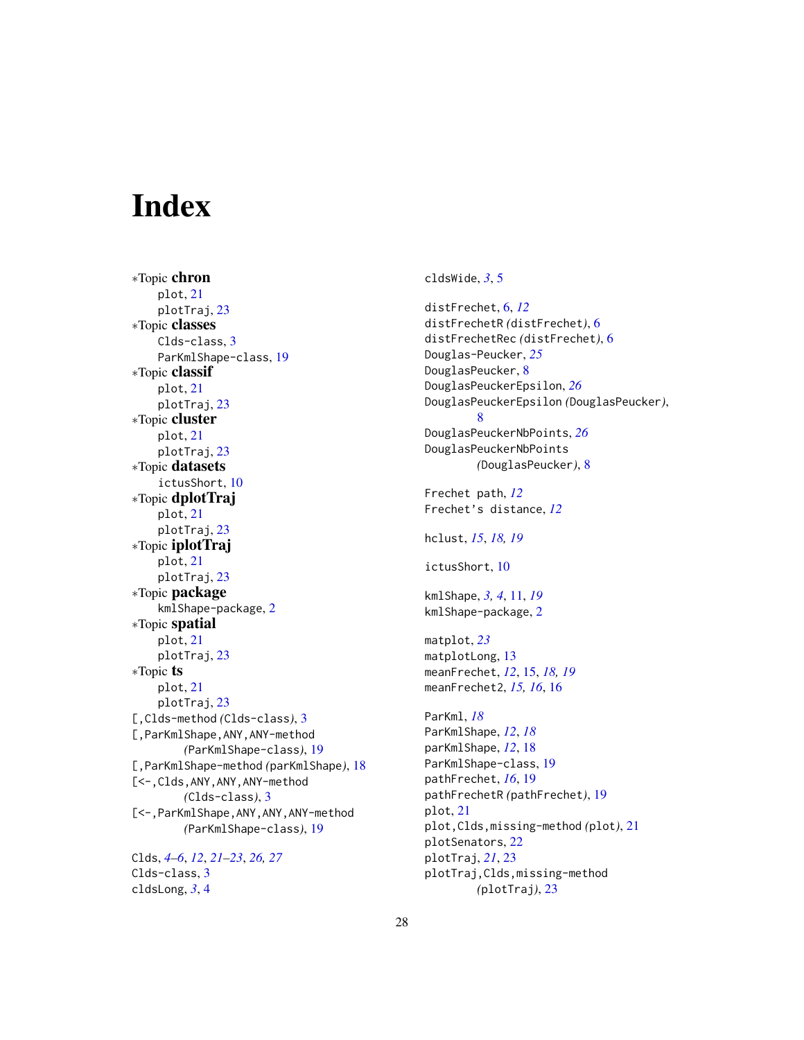# Index

∗Topic **chron**
  plot, 21
  plotTraj, 23
∗Topic **classes**
  Clds-class, 3
  ParKmlShape-class, 19
∗Topic **classif**
  plot, 21
  plotTraj, 23
∗Topic **cluster**
  plot, 21
  plotTraj, 23
∗Topic **datasets**
  ictusShort, 10
∗Topic **dplotTraj**
  plot, 21
  plotTraj, 23
∗Topic **iplotTraj**
  plot, 21
  plotTraj, 23
∗Topic **package**
  kmlShape-package, 2
∗Topic **spatial**
  plot, 21
  plotTraj, 23
∗Topic **ts**
  plot, 21
  plotTraj, 23

[,Clds-method *(*Clds-class*)*, 3
[,ParKmlShape,ANY,ANY-method *(*ParKmlShape-class*)*, 19
[,ParKmlShape-method *(*parKmlShape*)*, 18
[<-,Clds,ANY,ANY-method *(*Clds-class*)*, 3
[<-,ParKmlShape,ANY,ANY,ANY-method *(*ParKmlShape-class*)*, 19

Clds, *4–6*, *12*, *21–23*, *26, 27*
Clds-class, 3
cldsLong, *3*, 4
cldsWide, *3*, 5

distFrechet, 6, *12*
distFrechetR *(*distFrechet*)*, 6
distFrechetRec *(*distFrechet*)*, 6
Douglas-Peucker, *25*
DouglasPeucker, 8
DouglasPeuckerEpsilon, *26*
DouglasPeuckerEpsilon *(*DouglasPeucker*)*, 8
DouglasPeuckerNbPoints, *26*
DouglasPeuckerNbPoints *(*DouglasPeucker*)*, 8

Frechet path, *12*
Frechet's distance, *12*

hclust, *15*, *18, 19*

ictusShort, 10

kmlShape, *3, 4*, 11, *19*
kmlShape-package, 2

matplot, *23*
matplotLong, 13
meanFrechet, *12*, 15, *18, 19*
meanFrechet2, *15, 16*, 16

ParKml, *18*
ParKmlShape, *12*, *18*
parKmlShape, *12*, 18
ParKmlShape-class, 19
pathFrechet, *16*, 19
pathFrechetR *(*pathFrechet*)*, 19
plot, 21
plot,Clds,missing-method *(*plot*)*, 21
plotSenators, 22
plotTraj, *21*, 23
plotTraj,Clds,missing-method *(*plotTraj*)*, 23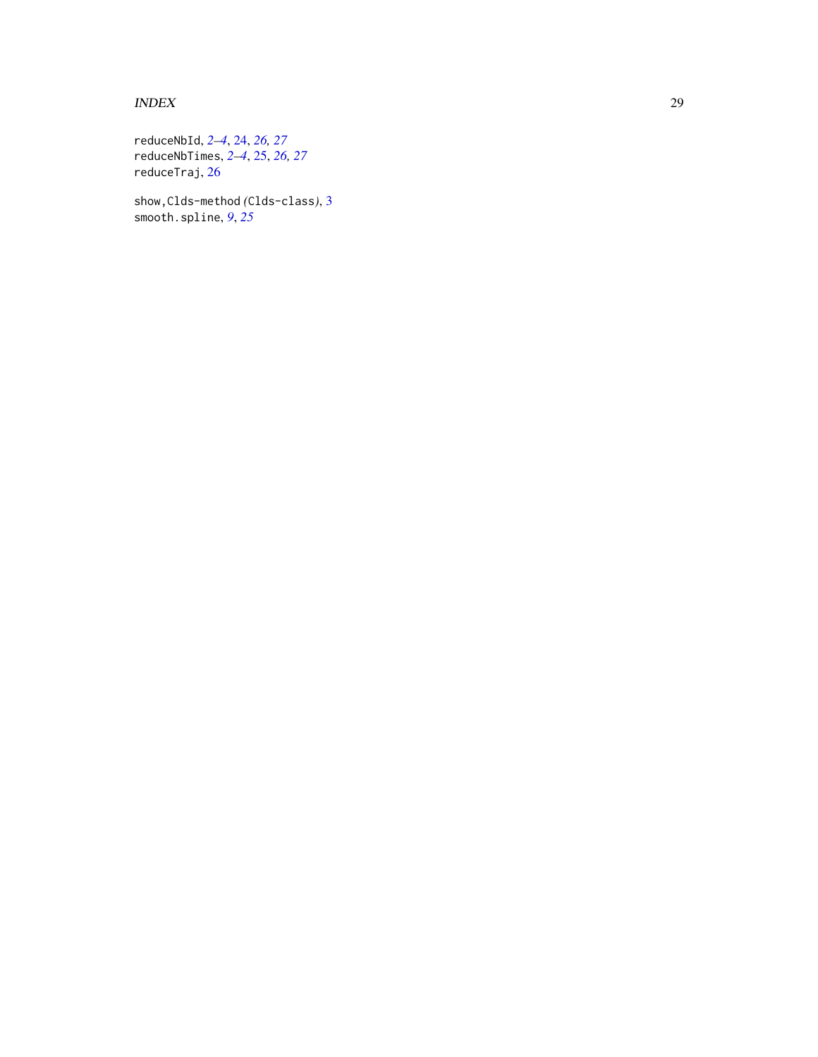reduceNbId, *2–4*, 24, *26, 27*
reduceNbTimes, *2–4*, 25, *26, 27*
reduceTraj, 26

show,Clds-method *(*Clds-class*)*, 3
smooth.spline, *9*, *25*